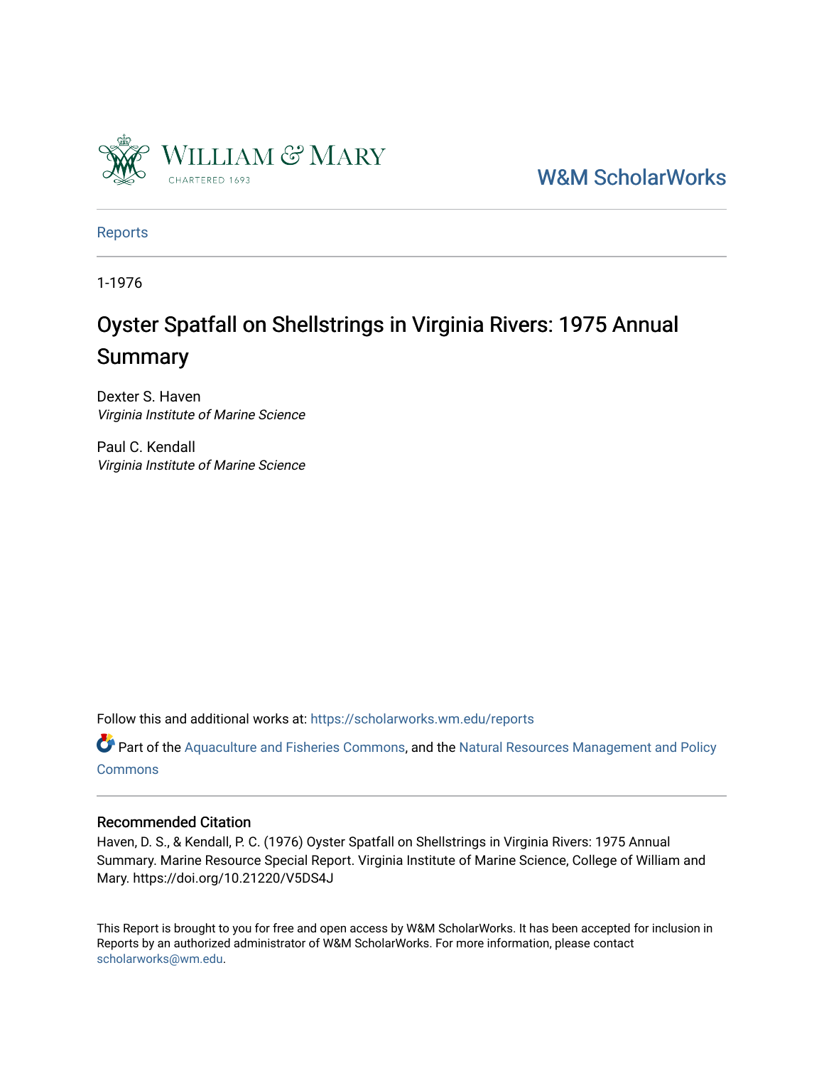W&M ScholarWorks

Reports

1-1976

# Oyster Spatfall on Shellstrings in Virginia Rivers: 1975 Annual Summary

Dexter S. Haven
*Virginia Institute of Marine Science*

Paul C. Kendall
*Virginia Institute of Marine Science*

Follow this and additional works at: https://scholarworks.wm.edu/reports

Part of the Aquaculture and Fisheries Commons, and the Natural Resources Management and Policy Commons

## Recommended Citation

Haven, D. S., & Kendall, P. C. (1976) Oyster Spatfall on Shellstrings in Virginia Rivers: 1975 Annual Summary. Marine Resource Special Report. Virginia Institute of Marine Science, College of William and Mary. https://doi.org/10.21220/V5DS4J

This Report is brought to you for free and open access by W&M ScholarWorks. It has been accepted for inclusion in Reports by an authorized administrator of W&M ScholarWorks. For more information, please contact scholarworks@wm.edu.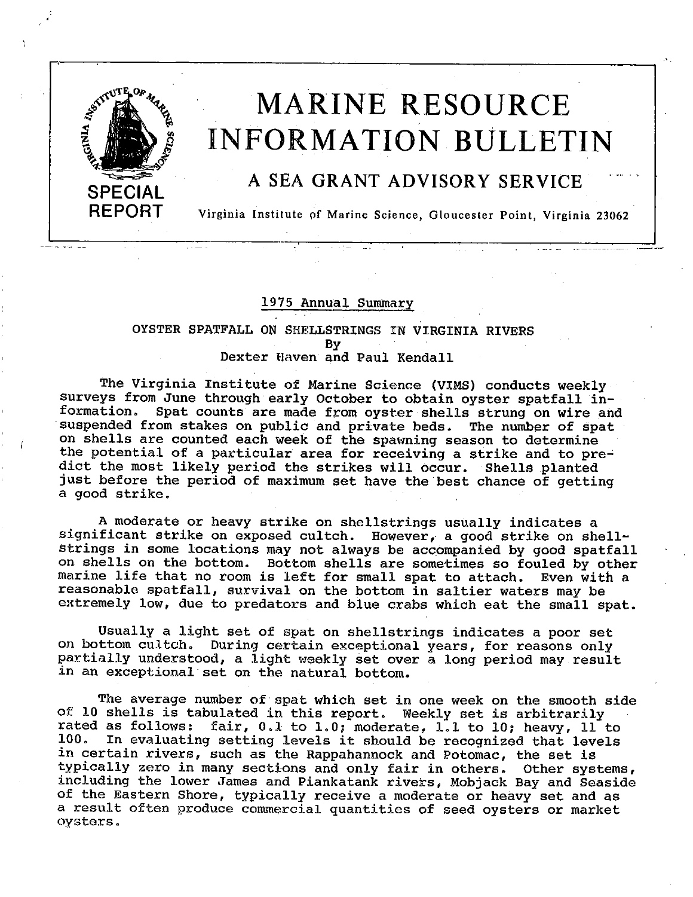# MARINE RESOURCE INFORMATION BULLETIN

## A SEA GRANT ADVISORY SERVICE

**SPECIAL REPORT**

Virginia Institute of Marine Science, Gloucester Point, Virginia 23062

1975 Annual Summary

### OYSTER SPATFALL ON SHELLSTRINGS IN VIRGINIA RIVERS

By

Dexter Haven and Paul Kendall

The Virginia Institute of Marine Science (VIMS) conducts weekly surveys from June through early October to obtain oyster spatfall information. Spat counts are made from oyster shells strung on wire and suspended from stakes on public and private beds. The number of spat on shells are counted each week of the spawning season to determine the potential of a particular area for receiving a strike and to predict the most likely period the strikes will occur. Shells planted just before the period of maximum set have the best chance of getting a good strike.

A moderate or heavy strike on shellstrings usually indicates a significant strike on exposed cultch. However, a good strike on shellstrings in some locations may not always be accompanied by good spatfall on shells on the bottom. Bottom shells are sometimes so fouled by other marine life that no room is left for small spat to attach. Even with a reasonable spatfall, survival on the bottom in saltier waters may be extremely low, due to predators and blue crabs which eat the small spat.

Usually a light set of spat on shellstrings indicates a poor set on bottom cultch. During certain exceptional years, for reasons only partially understood, a light weekly set over a long period may result in an exceptional set on the natural bottom.

The average number of spat which set in one week on the smooth side of 10 shells is tabulated in this report. Weekly set is arbitrarily rated as follows: fair, 0.1 to 1.0; moderate, 1.1 to 10; heavy, 11 to 100. In evaluating setting levels it should be recognized that levels in certain rivers, such as the Rappahannock and Potomac, the set is typically zero in many sections and only fair in others. Other systems, including the lower James and Piankatank rivers, Mobjack Bay and Seaside of the Eastern Shore, typically receive a moderate or heavy set and as a result often produce commercial quantities of seed oysters or market oysters.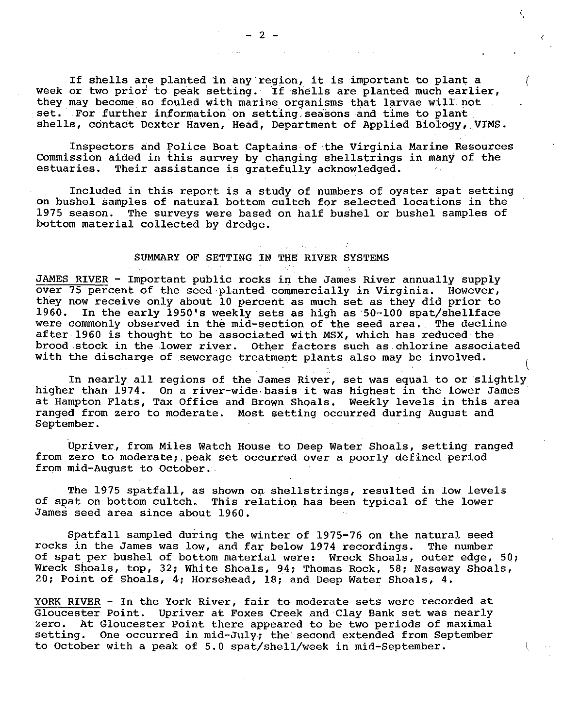If shells are planted in any region, it is important to plant a week or two prior to peak setting. If shells are planted much earlier, they may become so fouled with marine organisms that larvae will not set. For further information on setting seasons and time to plant shells, contact Dexter Haven, Head, Department of Applied Biology, VIMS.

Inspectors and Police Boat Captains of the Virginia Marine Resources Commission aided in this survey by changing shellstrings in many of the estuaries. Their assistance is gratefully acknowledged.

Included in this report is a study of numbers of oyster spat setting on bushel samples of natural bottom cultch for selected locations in the 1975 season. The surveys were based on half bushel or bushel samples of bottom material collected by dredge.

## SUMMARY OF SETTING IN THE RIVER SYSTEMS

JAMES RIVER - Important public rocks in the James River annually supply over 75 percent of the seed planted commercially in Virginia. However, they now receive only about 10 percent as much set as they did prior to 1960. In the early 1950's weekly sets as high as 50-100 spat/shellface were commonly observed in the mid-section of the seed area. The decline after 1960 is thought to be associated with MSX, which has reduced the brood stock in the lower river. Other factors such as chlorine associated with the discharge of sewerage treatment plants also may be involved.

In nearly all regions of the James River, set was equal to or slightly higher than 1974. On a river-wide basis it was highest in the lower James at Hampton Flats, Tax Office and Brown Shoals. Weekly levels in this area ranged from zero to moderate. Most setting occurred during August and September.

Upriver, from Miles Watch House to Deep Water Shoals, setting ranged from zero to moderate; peak set occurred over a poorly defined period from mid-August to October.

The 1975 spatfall, as shown on shellstrings, resulted in low levels of spat on bottom cultch. This relation has been typical of the lower James seed area since about 1960.

Spatfall sampled during the winter of 1975-76 on the natural seed rocks in the James was low, and far below 1974 recordings. The number of spat per bushel of bottom material were: Wreck Shoals, outer edge, 50; Wreck Shoals, top, 32; White Shoals, 94; Thomas Rock, 58; Naseway Shoals, 20; Point of Shoals, 4; Horsehead, 18; and Deep Water Shoals, 4.

YORK RIVER - In the York River, fair to moderate sets were recorded at Gloucester Point. Upriver at Foxes Creek and Clay Bank set was nearly zero. At Gloucester Point there appeared to be two periods of maximal setting. One occurred in mid-July; the second extended from September to October with a peak of 5.0 spat/shell/week in mid-September.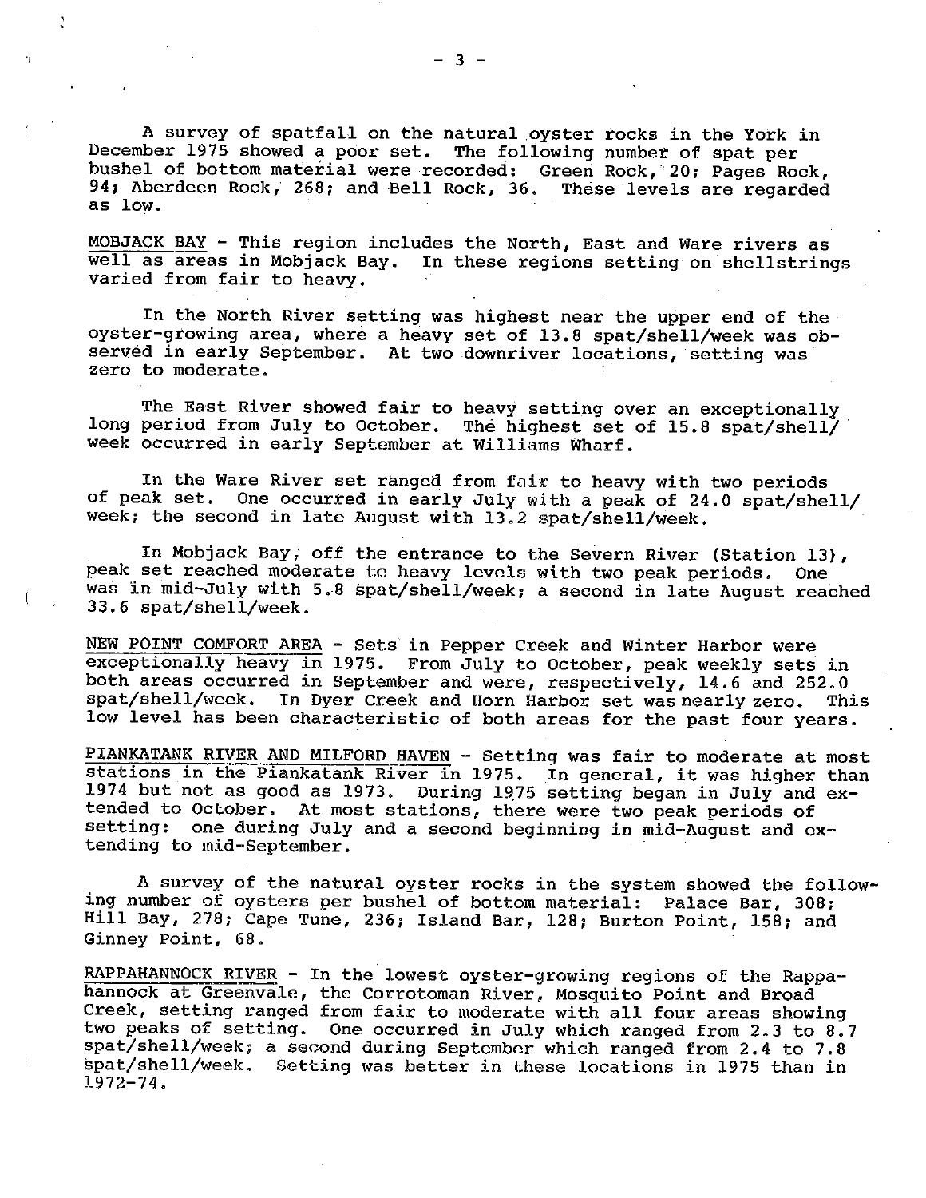A survey of spatfall on the natural oyster rocks in the York in December 1975 showed a poor set. The following number of spat per bushel of bottom material were recorded: Green Rock, 20; Pages Rock, 94; Aberdeen Rock, 268; and Bell Rock, 36. These levels are regarded as low.

MOBJACK BAY - This region includes the North, East and Ware rivers as well as areas in Mobjack Bay. In these regions setting on shellstrings varied from fair to heavy.

In the North River setting was highest near the upper end of the oyster-growing area, where a heavy set of 13.8 spat/shell/week was observed in early September. At two downriver locations, setting was zero to moderate.

The East River showed fair to heavy setting over an exceptionally long period from July to October. The highest set of 15.8 spat/shell/week occurred in early September at Williams Wharf.

In the Ware River set ranged from fair to heavy with two periods of peak set. One occurred in early July with a peak of 24.0 spat/shell/week; the second in late August with 13.2 spat/shell/week.

In Mobjack Bay, off the entrance to the Severn River (Station 13), peak set reached moderate to heavy levels with two peak periods. One was in mid-July with 5.8 spat/shell/week; a second in late August reached 33.6 spat/shell/week.

NEW POINT COMFORT AREA - Sets in Pepper Creek and Winter Harbor were exceptionally heavy in 1975. From July to October, peak weekly sets in both areas occurred in September and were, respectively, 14.6 and 252.0 spat/shell/week. In Dyer Creek and Horn Harbor set was nearly zero. This low level has been characteristic of both areas for the past four years.

PIANKATANK RIVER AND MILFORD HAVEN - Setting was fair to moderate at most stations in the Piankatank River in 1975. In general, it was higher than 1974 but not as good as 1973. During 1975 setting began in July and extended to October. At most stations, there were two peak periods of setting: one during July and a second beginning in mid-August and extending to mid-September.

A survey of the natural oyster rocks in the system showed the following number of oysters per bushel of bottom material: Palace Bar, 308; Hill Bay, 278; Cape Tune, 236; Island Bar, 128; Burton Point, 158; and Ginney Point, 68.

RAPPAHANNOCK RIVER - In the lowest oyster-growing regions of the Rappahannock at Greenvale, the Corrotoman River, Mosquito Point and Broad Creek, setting ranged from fair to moderate with all four areas showing two peaks of setting. One occurred in July which ranged from 2.3 to 8.7 spat/shell/week; a second during September which ranged from 2.4 to 7.8 spat/shell/week. Setting was better in these locations in 1975 than in 1972-74.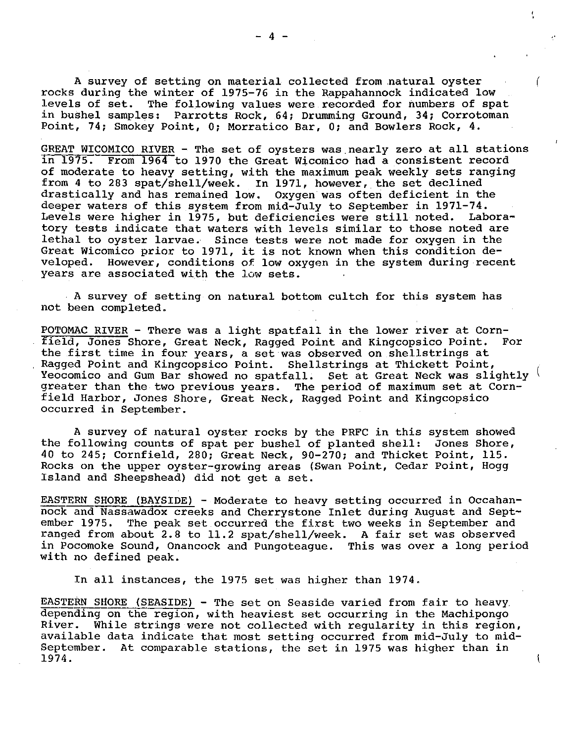A survey of setting on material collected from natural oyster rocks during the winter of 1975-76 in the Rappahannock indicated low levels of set. The following values were recorded for numbers of spat in bushel samples: Parrotts Rock, 64; Drumming Ground, 34; Corrotoman Point, 74; Smokey Point, 0; Morratico Bar, 0; and Bowlers Rock, 4.

<u>GREAT WICOMICO RIVER</u> - The set of oysters was nearly zero at all stations in 1975. From 1964 to 1970 the Great Wicomico had a consistent record of moderate to heavy setting, with the maximum peak weekly sets ranging from 4 to 283 spat/shell/week. In 1971, however, the set declined drastically and has remained low. Oxygen was often deficient in the deeper waters of this system from mid-July to September in 1971-74. Levels were higher in 1975, but deficiencies were still noted. Laboratory tests indicate that waters with levels similar to those noted are lethal to oyster larvae. Since tests were not made for oxygen in the Great Wicomico prior to 1971, it is not known when this condition developed. However, conditions of low oxygen in the system during recent years are associated with the low sets.

A survey of setting on natural bottom cultch for this system has not been completed.

<u>POTOMAC RIVER</u> - There was a light spatfall in the lower river at Cornfield, Jones Shore, Great Neck, Ragged Point and Kingcopsico Point. For the first time in four years, a set was observed on shellstrings at Ragged Point and Kingcopsico Point. Shellstrings at Thickett Point, Yeocomico and Gum Bar showed no spatfall. Set at Great Neck was slightly greater than the two previous years. The period of maximum set at Cornfield Harbor, Jones Shore, Great Neck, Ragged Point and Kingcopsico occurred in September.

A survey of natural oyster rocks by the PRFC in this system showed the following counts of spat per bushel of planted shell: Jones Shore, 40 to 245; Cornfield, 280; Great Neck, 90-270; and Thicket Point, 115. Rocks on the upper oyster-growing areas (Swan Point, Cedar Point, Hogg Island and Sheepshead) did not get a set.

<u>EASTERN SHORE (BAYSIDE)</u> - Moderate to heavy setting occurred in Occahannock and Nassawadox creeks and Cherrystone Inlet during August and September 1975. The peak set occurred the first two weeks in September and ranged from about 2.8 to 11.2 spat/shell/week. A fair set was observed in Pocomoke Sound, Onancock and Pungoteague. This was over a long period with no defined peak.

In all instances, the 1975 set was higher than 1974.

<u>EASTERN SHORE (SEASIDE)</u> - The set on Seaside varied from fair to heavy depending on the region, with heaviest set occurring in the Machipongo River. While strings were not collected with regularity in this region, available data indicate that most setting occurred from mid-July to mid-September. At comparable stations, the set in 1975 was higher than in 1974.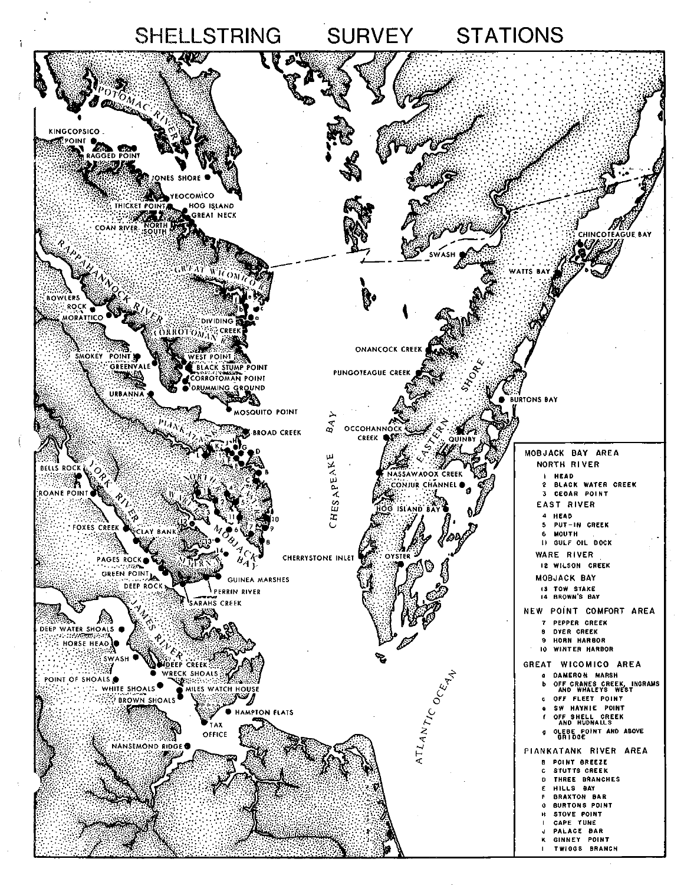# SHELLSTRING SURVEY STATIONS

**MOBJACK BAY AREA**

**NORTH RIVER**
1. HEAD
2. BLACK WATER CREEK
3. CEDAR POINT

**EAST RIVER**
4. HEAD
5. PUT-IN CREEK
6. MOUTH
11. GULF OIL DOCK

**WARE RIVER**
12. WILSON CREEK

**MOBJACK BAY**
13. TOW STAKE
14. BROWN'S BAY

**NEW POINT COMFORT AREA**
7. PEPPER CREEK
8. DYER CREEK
9. HORN HARBOR
10. WINTER HARBOR

**GREAT WICOMICO AREA**
- a DAMERON MARSH
- b OFF CRANES CREEK, INGRAMS AND WHALEYS WEST
- c OFF FLEET POINT
- e SW HAYNIE POINT
- f OFF SHELL CREEK AND HUDNALLS
- g GLEBE POINT AND ABOVE BRIDGE

**PIANKATANK RIVER AREA**
- B POINT BREEZE
- C STUTTS CREEK
- D THREE BRANCHES
- E HILLS BAY
- F BRAXTON BAR
- G BURTONS POINT
- H STOVE POINT
- I CAPE TUNE
- J PALACE BAR
- K GINNEY POINT
- L TWIGGS BRANCH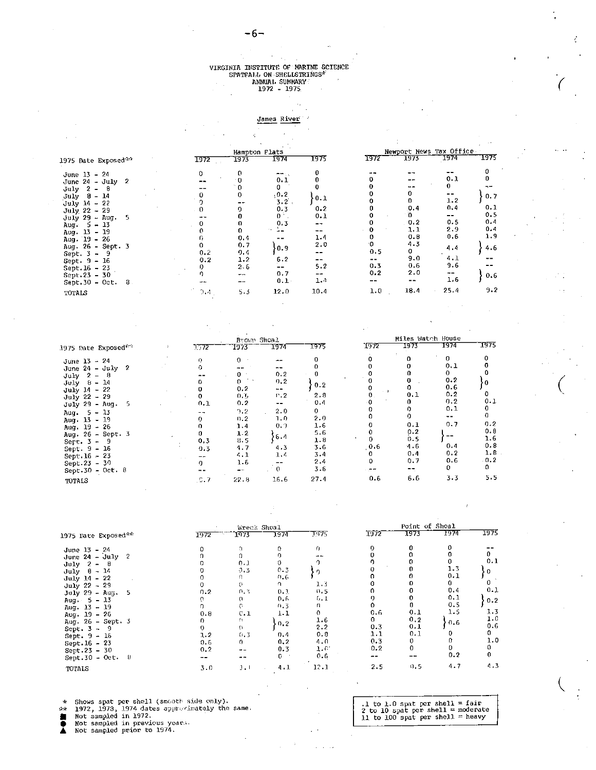VIRGINIA INSTITUTE OF MARINE SCIENCE
SPATFALL ON SHELLSTRINGS*
ANNUAL SUMMARY
1972 - 1975

James River

| 1975 Date Exposed** | Hampton Flats 1972 | 1973 | 1974 | 1975 | Newport News Tax Office 1972 | 1973 | 1974 | 1975 |
|---|---|---|---|---|---|---|---|---|
| June 13 - 24 | 0 | 0 | -- | 0 | -- | -- | -- | 0 |
| June 24 - July 2 | -- | 0 | 0.1 | 0 | 0 | -- | 0.1 | 0 |
| July 2 - 8 | -- | 0 | 0 | 0 | 0 | -- | 0 | -- |
| July 8 - 14 | 0 | 0 | 0.2 | } 0.1 | 0 | 0 | -- | } 0.7 |
| July 14 - 22 | 0 | -- | 3.2 | | 0 | 0 | 1.2 | |
| July 22 - 29 | 0 | 0 | 0.3 | 0.2 | 0 | 0.4 | 0.4 | 0.1 |
| July 29 - Aug. 5 | -- | 0 | 0 | 0.1 | 0 | 0 | -- | 0.5 |
| Aug. 5 - 13 | 0 | 0 | 0.3 | -- | 0 | 0.2 | 0.5 | 0.4 |
| Aug. 13 - 19 | 0 | 0 | -- | -- | 0 | 1.1 | 2.9 | 0.4 |
| Aug. 19 - 26 | 0 | 0.4 | -- | 1.4 | 0 | 0.8 | 0.6 | 1.9 |
| Aug. 26 - Sept. 3 | 0 | 0.7 | } 0.9 | 2.0 | 0 | 4.3 | 4.4 | } 4.6 |
| Sept. 3 - 9 | 0.2 | 0.4 | | -- | 0.5 | 0 | | |
| Sept. 9 - 16 | 0.2 | 1.2 | 6.2 | -- | -- | 9.0 | 4.1 | -- |
| Sept.16 - 23 | 0 | 2.6 | -- | 5.2 | 0.3 | 0.6 | 9.6 | -- |
| Sept.23 - 30 | 0 | -- | 0.7 | -- | 0.2 | 2.0 | -- | } 0.6 |
| Sept.30 - Oct. 8 | -- | -- | 0.1 | 1.4 | -- | -- | 1.6 | |
| TOTALS | 0.4 | 5.3 | 12.0 | 10.4 | 1.0 | 18.4 | 25.4 | 9.2 |

| 1975 Date Exposed** | Brown Shoal 1972 | 1973 | 1974 | 1975 | Miles Watch House 1972 | 1973 | 1974 | 1975 |
|---|---|---|---|---|---|---|---|---|
| June 13 - 24 | 0 | 0 | -- | 0 | 0 | 0 | 0 | 0 |
| June 24 - July 2 | 0 | -- | -- | 0 | 0 | 0 | 0.1 | 0 |
| July 2 - 8 | -- | 0 | 0.2 | 0 | 0 | 0 | 0 | 0 |
| July 8 - 14 | 0 | 0 | 0.2 | } 0.2 | 0 | 0 | 0.2 | } 0 |
| July 14 - 22 | 0 | 0.2 | -- | | 0 | 0 | 0.6 | |
| July 22 - 29 | 0 | 0.5 | 0.2 | 2.8 | 0 | 0.1 | 0.2 | 0 |
| July 29 - Aug. 5 | 0.1 | 0.2 | -- | 0.4 | 0 | 0 | 0.2 | 0.1 |
| Aug. 5 - 13 | -- | 0.2 | 2.0 | 0 | 0 | 0 | 0.1 | 0 |
| Aug. 13 - 19 | 0 | 0.2 | 1.0 | 2.0 | 0 | 0 | -- | 0 |
| Aug. 19 - 26 | 0 | 1.4 | 0.9 | 1.6 | 0 | 0.1 | 0.7 | 0.2 |
| Aug. 26 - Sept. 3 | 0 | 1.2 | } 6.4 | 5.6 | 0 | 0.2 | } -- | 0.8 |
| Sept. 3 - 9 | 0.3 | 8.5 | | 1.8 | 0 | 0.5 | | 1.6 |
| Sept. 9 - 16 | 0.3 | 4.7 | 4.3 | 3.6 | 0.6 | 4.6 | 0.4 | 0.8 |
| Sept.16 - 23 | -- | 4.1 | 1.4 | 3.4 | 0 | 0.4 | 0.2 | 1.8 |
| Sept.23 - 30 | 0 | 1.6 | -- | 2.4 | 0 | 0.7 | 0.6 | 0.2 |
| Sept.30 - Oct. 8 | -- | -- | 0 | 3.6 | -- | -- | 0 | 0 |
| TOTALS | 0.7 | 22.8 | 16.6 | 27.4 | 0.6 | 6.6 | 3.3 | 5.5 |

| 1975 Date Exposed** | Wreck Shoal 1972 | 1973 | 1974 | 1975 | Point of Shoal 1972 | 1973 | 1974 | 1975 |
|---|---|---|---|---|---|---|---|---|
| June 13 - 24 | 0 | 0 | 0 | 0 | 0 | 0 | 0 | -- |
| June 24 - July 2 | 0 | 0 | 0 | -- | 0 | 0 | 0 | 0 |
| July 2 - 8 | 0 | 0.1 | 0 | 0 | 0 | 0 | 0 | 0.1 |
| July 8 - 14 | 0 | 0.3 | 0.3 | } 0 | 0 | 0 | 1.3 | } 0 |
| July 14 - 22 | 0 | 0 | 0.6 | | 0 | 0 | 0.1 | |
| July 22 - 29 | 0 | 0 | 0 | 1.3 | 0 | 0 | 0 | 0 |
| July 29 - Aug. 5 | 0.2 | 0.3 | 0.1 | 0.5 | 0 | 0 | 0.4 | 0.1 |
| Aug. 5 - 13 | 0 | 0 | 0.6 | 6.1 | 0 | 0 | 0.1 | } 0.2 |
| Aug. 13 - 19 | 0 | 0 | 0.3 | 0 | 0 | 0 | 0.5 | |
| Aug. 19 - 26 | 0.8 | 0.1 | 1.1 | 0 | 0.6 | 0.1 | 1.5 | 1.3 |
| Aug. 26 - Sept. 3 | 0 | 0 | } 0.2 | 1.6 | 0 | 0.2 | } 0.6 | 1.0 |
| Sept. 3 - 9 | 0 | 0 | | 2.2 | 0.3 | 0.1 | | 0.6 |
| Sept. 9 - 16 | 1.2 | 0.3 | 0.4 | 0.8 | 1.1 | 0.1 | 0 | 0 |
| Sept.16 - 23 | 0.6 | 0 | 0.2 | 4.0 | 0.3 | 0 | 0 | 1.0 |
| Sept.23 - 30 | 0.2 | -- | 0.3 | 1.0 | 0.2 | 0 | 0 | 0 |
| Sept.30 - Oct. 8 | -- | -- | 0 | 0.6 | -- | -- | 0.2 | 0 |
| TOTALS | 3.0 | 1.1 | 4.1 | 12.1 | 2.5 | 0.5 | 4.7 | 4.3 |

\* Shows spat per shell (smooth side only).
\*\* 1972, 1973, 1974 dates approximately the same.
■ Not sampled in 1972.
● Not sampled in previous years.
▲ Not sampled prior to 1974.

.1 to 1.0 spat per shell = fair
2 to 10 spat per shell = moderate
11 to 100 spat per shell = heavy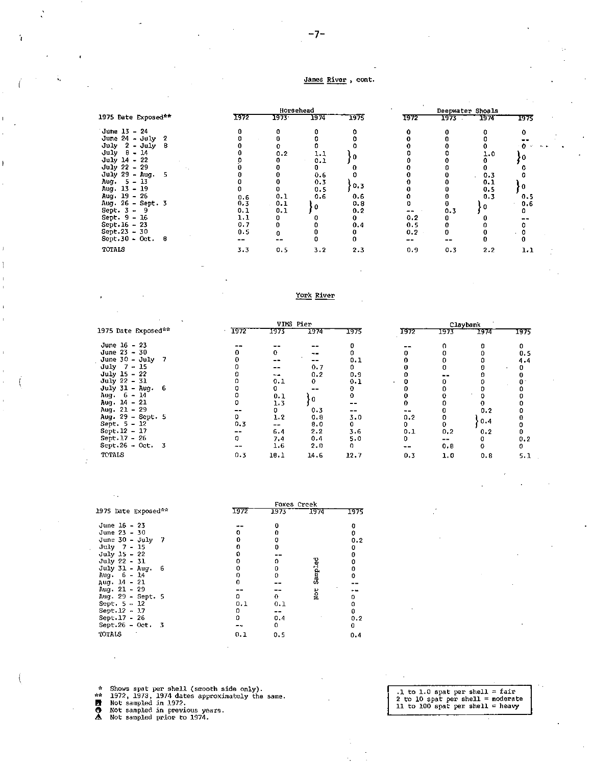## James River, cont.

| 1975 Date Exposed** | Horsehead 1972 | 1973 | 1974 | 1975 | Deepwater Shoals 1972 | 1973 | 1974 | 1975 |
|---|---|---|---|---|---|---|---|---|
| June 13 - 24 | 0 | 0 | 0 | 0 | 0 | 0 | 0 | 0 |
| June 24 - July 2 | 0 | 0 | 0 | 0 | 0 | 0 | 0 | -- |
| July 2 - July 8 | 0 | 0 | 0 | 0 | 0 | 0 | 0 | 0 |
| July 8 - 14 | 0 | 0.2 | 1.1 | } 0 | 0 | 0 | 1.0 | } 0 |
| July 14 - 22 | 0 | 0 | 0.1 | | 0 | 0 | 0 | |
| July 22 - 29 | 0 | 0 | 0 | 0 | 0 | 0 | 0 | 0 |
| July 29 - Aug. 5 | 0 | 0 | 0.6 | 0 | 0 | 0 | 0.3 | 0 |
| Aug. 5 - 13 | 0 | 0 | 0.3 | } 0.3 | 0 | 0 | 0.1 | } 0 |
| Aug. 13 - 19 | 0 | 0 | 0.5 | | 0 | 0 | 0.5 | |
| Aug. 19 - 26 | 0.6 | 0.1 | 0.6 | 0.6 | 0 | 0 | 0.3 | 0.5 |
| Aug. 26 - Sept. 3 | 0.3 | 0.1 | } 0 | 0.8 | 0 | 0 | } 0 | 0.6 |
| Sept. 3 - 9 | 0.1 | 0.1 | | 0.2 | -- | 0.3 | | 0 |
| Sept. 9 - 16 | 1.1 | 0 | 0 | 0 | 0.2 | 0 | 0 | -- |
| Sept.16 - 23 | 0.7 | 0 | 0 | 0.4 | 0.5 | 0 | 0 | 0 |
| Sept.23 - 30 | 0.5 | 0 | 0 | 0 | 0.2 | 0 | 0 | 0 |
| Sept.30 - Oct. 8 | -- | -- | 0 | 0 | -- | -- | 0 | 0 |
| TOTALS | 3.3 | 0.5 | 3.2 | 2.3 | 0.9 | 0.3 | 2.2 | 1.1 |

## York River

| 1975 Date Exposed** | VIMS Pier 1972 | 1973 | 1974 | 1975 | Claybank 1972 | 1973 | 1974 | 1975 |
|---|---|---|---|---|---|---|---|---|
| June 16 - 23 | -- | -- | -- | 0 | -- | 0 | 0 | 0 |
| June 23 - 30 | 0 | 0 | -- | 0 | 0 | 0 | 0 | 0.5 |
| June 30 - July 7 | 0 | -- | -- | 0.1 | 0 | 0 | 0 | 4.4 |
| July 7 - 15 | 0 | -- | 0.7 | 0 | 0 | 0 | 0 | 0 |
| July 15 - 22 | 0 | -- | 0.2 | 0.9 | 0 | -- | 0 | 0 |
| July 22 - 31 | 0 | 0.1 | 0 | 0.1 | 0 | 0 | 0 | 0 |
| July 31 - Aug. 6 | 0 | 0 | -- | 0 | 0 | 0 | 0 | 0 |
| Aug. 6 - 14 | 0 | 0.1 | } 0 | 0 | 0 | 0 | 0 | 0 |
| Aug. 14 - 21 | 0 | 1.3 | | -- | 0 | 0 | 0 | 0 |
| Aug. 21 - 29 | -- | 0 | 0.3 | -- | -- | 0 | 0.2 | 0 |
| Aug. 29 - Sept. 5 | 0 | 1.2 | 0.8 | 3.0 | 0.2 | 0 | } 0.4 | 0 |
| Sept. 5 - 12 | 0.3 | -- | 8.0 | 0 | 0 | 0 | | 0 |
| Sept.12 - 17 | -- | 6.4 | 2.2 | 3.6 | 0.1 | 0.2 | 0.2 | 0 |
| Sept.17 - 26 | 0 | 7.4 | 0.4 | 5.0 | 0 | -- | 0 | 0.2 |
| Sept.26 - Oct. 3 | -- | 1.6 | 2.0 | 0 | -- | 0.8 | 0 | 0 |
| TOTALS | 0.3 | 18.1 | 14.6 | 12.7 | 0.3 | 1.0 | 0.8 | 5.1 |

| 1975 Date Exposed** | Foxes Creek 1972 | 1973 | 1974 | 1975 |
|---|---|---|---|---|
| June 16 - 23 | -- | 0 | Not Sampled | 0 |
| June 23 - 30 | 0 | 0 | | 0 |
| June 30 - July 7 | 0 | 0 | | 0.2 |
| July 7 - 15 | 0 | 0 | | 0 |
| July 15 - 22 | 0 | -- | | 0 |
| July 22 - 31 | 0 | 0 | | 0 |
| July 31 - Aug. 6 | 0 | 0 | | 0 |
| Aug. 6 - 14 | 0 | 0 | | 0 |
| Aug. 14 - 21 | 0 | -- | | -- |
| Aug. 21 - 29 | -- | -- | | -- |
| Aug. 29 - Sept. 5 | 0 | 0 | | 0 |
| Sept. 5 - 12 | 0.1 | 0.1 | | 0 |
| Sept.12 - 17 | 0 | -- | | 0 |
| Sept.17 - 26 | 0 | 0.4 | | 0.2 |
| Sept.26 - Oct. 3 | -- | 0 | | 0 |
| TOTALS | 0.1 | 0.5 | | 0.4 |

\* Shows spat per shell (smooth side only).
** 1972, 1973, 1974 dates approximately the same.
■ Not sampled in 1972.
● Not sampled in previous years.
▲ Not sampled prior to 1974.

.1 to 1.0 spat per shell = fair
2 to 10 spat per shell = moderate
11 to 100 spat per shell = heavy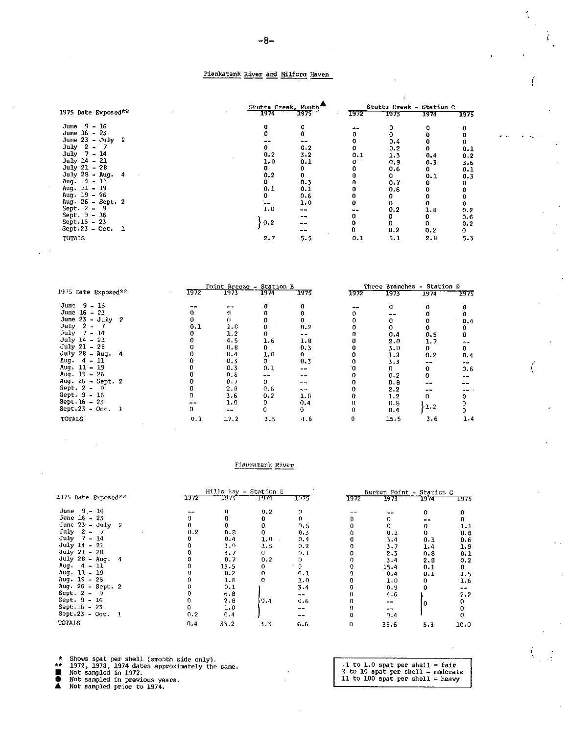## Piankatank River and Milford Haven

| 1975 Date Exposed** | Stutts Creek, Mouth▲ 1974 | Stutts Creek, Mouth▲ 1975 | Stutts Creek - Station C 1972 | Stutts Creek - Station C 1973 | Stutts Creek - Station C 1974 | Stutts Creek - Station C 1975 |
|---|---|---|---|---|---|---|
| June 9 - 16 | 0 | 0 | -- | 0 | 0 | 0 |
| June 16 - 23 | 0 | 0 | 0 | 0 | 0 | 0 |
| June 23 - July 2 | -- | -- | 0 | 0.4 | 0 | 0 |
| July 2 - 7 | 0 | 0.2 | 0 | 0.2 | 0 | 0.1 |
| July 7 - 14 | 0.2 | 3.2 | 0.1 | 1.3 | 0.4 | 0.2 |
| July 14 - 21 | 1.0 | 0.1 | 0 | 0.9 | 0.3 | 3.6 |
| July 21 - 28 | 0 | 0 | 0 | 0.6 | 0 | 0.1 |
| July 28 - Aug. 4 | 0.2 | 0 | 0 | 0 | 0.1 | 0.3 |
| Aug. 4 - 11 | 0 | 0.3 | 0 | 0.7 | 0 | 0 |
| Aug. 11 - 19 | 0.1 | 0.1 | 0 | 0.6 | 0 | 0 |
| Aug. 19 - 26 | 0 | 0.6 | 0 | 0 | 0 | 0 |
| Aug. 26 - Sept. 2 | -- | 1.0 | 0 | 0 | 0 | 0 |
| Sept. 2 - 9 | 1.0 | -- | -- | 0.2 | 1.8 | 0.2 |
| Sept. 9 - 16 | } 0.2 | -- | 0 | 0 | 0 | 0.6 |
| Sept. 16 - 23 | | -- | 0 | 0 | 0 | 0.2 |
| Sept. 23 - Oct. 1 | | -- | 0 | 0.2 | 0.2 | 0 |
| TOTALS | 2.7 | 5.5 | 0.1 | 5.1 | 2.8 | 5.3 |

| 1975 Date Exposed** | Point Breeze - Station B 1972 | Point Breeze - Station B 1973 | Point Breeze - Station B 1974 | Point Breeze - Station B 1975 | Three Branches - Station D 1972 | Three Branches - Station D 1973 | Three Branches - Station D 1974 | Three Branches - Station D 1975 |
|---|---|---|---|---|---|---|---|---|
| June 9 - 16 | -- | -- | 0 | 0 | -- | 0 | 0 | 0 |
| June 16 - 23 | 0 | 0 | 0 | 0 | 0 | -- | 0 | 0 |
| June 23 - July 2 | 0 | 0 | 0 | 0 | 0 | 0 | 0 | 0.4 |
| July 2 - 7 | 0.1 | 1.0 | 0 | 0.2 | 0 | 0 | 0 | 0 |
| July 7 - 14 | 0 | 1.2 | 0 | -- | 0 | 0.4 | 0.5 | 0 |
| July 14 - 21 | 0 | 4.5 | 1.6 | 1.8 | 0 | 2.0 | 1.7 | -- |
| July 21 - 28 | 0 | 0.8 | 0 | 0.3 | 0 | 3.0 | 0 | 0 |
| July 28 - Aug. 4 | 0 | 0.4 | 1.0 | 0 | 0 | 1.2 | 0.2 | 0.4 |
| Aug. 4 - 11 | 0 | 0.3 | 0 | 0.3 | 0 | 3.3 | -- | -- |
| Aug. 11 - 19 | 0 | 0.3 | 0.1 | -- | 0 | 0 | 0 | 0.6 |
| Aug. 19 - 26 | 0 | 0.6 | -- | -- | 0 | 0.2 | 0 | -- |
| Aug. 26 - Sept. 2 | 0 | 0.7 | 0 | -- | 0 | 0.8 | -- | -- |
| Sept. 2 - 9 | 0 | 2.8 | 0.6 | -- | 0 | 2.2 | -- | -- |
| Sept. 9 - 16 | 0 | 3.6 | 0.2 | 1.8 | 0 | 1.2 | 0 | 0 |
| Sept. 16 - 23 | -- | 1.0 | 0 | 0.4 | 0 | 0.8 | } 1.2 | 0 |
| Sept. 23 - Oct. 1 | 0 | -- | 0 | 0 | 0 | 0.4 | | 0 |
| TOTALS | 0.1 | 17.2 | 3.5 | 4.6 | 0 | 15.5 | 3.6 | 1.4 |

## Piankatank River

| 1975 Date Exposed** | Hills Bay - Station E 1972 | Hills Bay - Station E 1973 | Hills Bay - Station E 1974 | Hills Bay - Station E 1975 | Burton Point - Station G 1972 | Burton Point - Station G 1973 | Burton Point - Station G 1974 | Burton Point - Station G 1975 |
|---|---|---|---|---|---|---|---|---|
| June 9 - 16 | -- | 0 | 0.2 | 0 | -- | -- | 0 | 0 |
| June 16 - 23 | 0 | 0 | 0 | 0 | 0 | 0 | -- | 0 |
| June 23 - July 2 | 0 | 0 | 0 | 0.5 | 0 | 0 | 0 | 1.1 |
| July 2 - 7 | 0.2 | 0.8 | 0 | 0.3 | 0 | 0.1 | 0 | 0.8 |
| July 7 - 14 | 0 | 0.4 | 1.0 | 0.4 | 0 | 3.4 | 0.1 | 0.6 |
| July 14 - 21 | 0 | 3.0 | 1.5 | 0.2 | 0 | 3.7 | 1.4 | 1.9 |
| July 21 - 28 | 0 | 3.7 | 0 | 0.1 | 0 | 2.3 | 0.8 | 0.1 |
| July 28 - Aug. 4 | 0 | 0.7 | 0.2 | 0 | 0 | 3.4 | 2.8 | 0.2 |
| Aug. 4 - 11 | 0 | 13.5 | 0 | 0 | 0 | 15.4 | 0.1 | 0 |
| Aug. 11 - 19 | 0 | 0.2 | 0 | 0.1 | 0 | 0.4 | 0.1 | 1.5 |
| Aug. 19 - 26 | 0 | 1.8 | 0 | 1.0 | 0 | 1.0 | 0 | 1.6 |
| Aug. 26 - Sept. 2 | 0 | 0.1 | 0.4 | 3.4 | 0 | 0.9 | 0 | -- |
| Sept. 2 - 9 | 0 | 6.8 | | -- | 0 | 4.6 | 0 | 2.2 |
| Sept. 9 - 16 | 0 | 2.8 | | 0.6 | 0 | -- | | 0 |
| Sept. 16 - 23 | 0 | 1.0 | | -- | 0 | -- | | 0 |
| Sept. 23 - Oct. 1 | 0.2 | 0.4 | | -- | 0 | 0.4 | | 0 |
| TOTALS | 0.4 | 35.2 | 3.3 | 6.6 | 0 | 35.6 | 5.3 | 10.0 |

\* Shows spat per shell (smooth side only).
\** 1972, 1973, 1974 dates approximately the same.
■ Not sampled in 1972.
● Not sampled in previous years.
▲ Not sampled prior to 1974.

.1 to 1.0 spat per shell = fair
2 to 10 spat per shell = moderate
11 to 100 spat per shell = heavy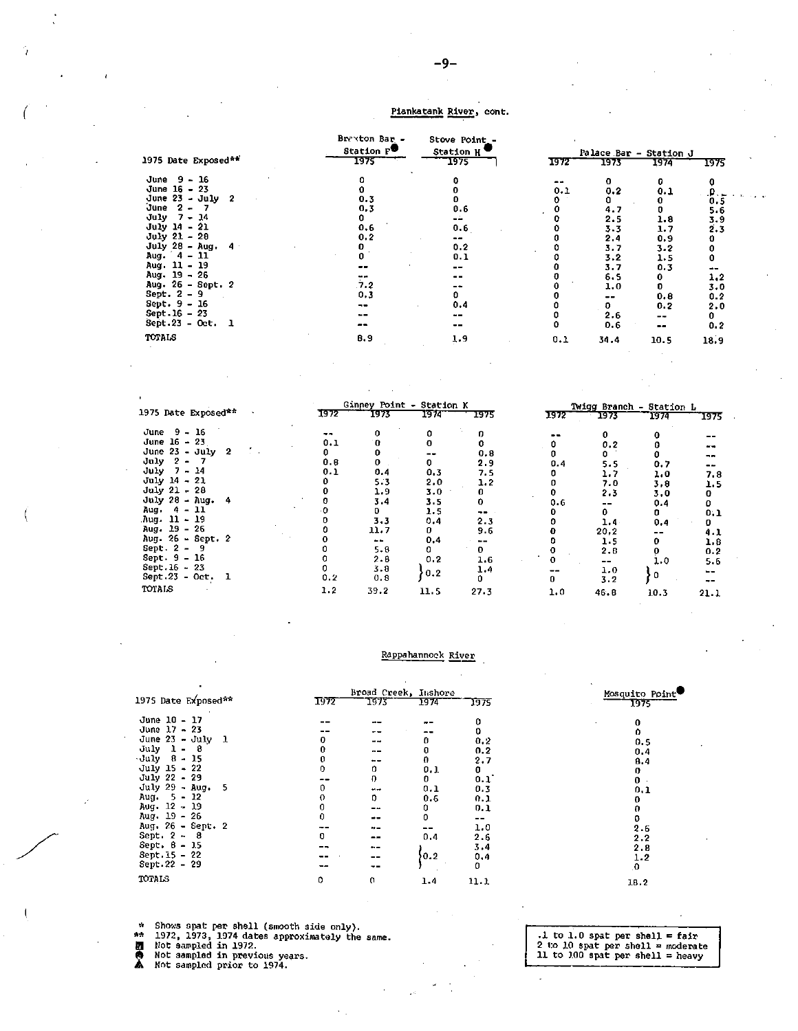## Piankatank River, cont.

| 1975 Date Exposed** | Bracton Bar - Station F● 1975 | Stove Point - Station H● 1975 | Palace Bar - Station J 1972 | 1973 | 1974 | 1975 |
|---|---|---|---|---|---|---|
| June 9 - 16 | 0 | 0 | -- | 0 | 0 | 0 |
| June 16 - 23 | 0 | 0 | 0.1 | 0.2 | 0.1 | 0 |
| June 23 - July 2 | 0.3 | 0 | 0 | 0 | 0 | 0.5 |
| June 2 - 7 | 0.3 | 0.6 | 0 | 4.7 | 0 | 5.6 |
| July 7 - 14 | 0 | -- | 0 | 2.5 | 1.8 | 3.9 |
| July 14 - 21 | 0.6 | 0.6 | 0 | 3.3 | 1.7 | 2.3 |
| July 21 - 28 | 0.2 | -- | 0 | 2.4 | 0.9 | 0 |
| July 28 - Aug. 4 | 0 | 0.2 | 0 | 3.7 | 3.2 | 0 |
| Aug. 4 - 11 | 0 | 0.1 | 0 | 3.2 | 1.5 | 0 |
| Aug. 11 - 19 | -- | -- | 0 | 3.7 | 0.3 | -- |
| Aug. 19 - 26 | -- | -- | 0 | 6.5 | 0 | 1.2 |
| Aug. 26 - Sept. 2 | 7.2 | -- | 0 | 1.0 | 0 | 3.0 |
| Sept. 2 - 9 | 0.3 | 0 | 0 | -- | 0.8 | 0.2 |
| Sept. 9 - 16 | -- | 0.4 | 0 | 0 | 0.2 | 2.0 |
| Sept. 16 - 23 | -- | -- | 0 | 2.6 | -- | 0 |
| Sept. 23 - Oct. 1 | -- | -- | 0 | 0.6 | -- | 0.2 |
| TOTALS | 8.9 | 1.9 | 0.1 | 34.4 | 10.5 | 18.9 |

| 1975 Date Exposed** | Ginney Point - Station K 1972 | 1973 | 1974 | 1975 | Twigg Branch - Station L 1972 | 1973 | 1974 | 1975 |
|---|---|---|---|---|---|---|---|---|
| June 9 - 16 | -- | 0 | 0 | 0 | -- | 0 | 0 | -- |
| June 16 - 23 | 0.1 | 0 | 0 | 0 | 0 | 0.2 | 0 | -- |
| June 23 - July 2 | 0 | 0 | -- | 0.8 | 0 | 0 | 0 | -- |
| July 2 - 7 | 0.8 | 0 | 0 | 2.9 | 0.4 | 5.5 | 0.7 | -- |
| July 7 - 14 | 0.1 | 0.4 | 0.3 | 7.5 | 0 | 1.7 | 1.0 | 7.8 |
| July 14 - 21 | 0 | 5.3 | 2.0 | 1.2 | 0 | 7.0 | 3.8 | 1.5 |
| July 21 - 28 | 0 | 1.9 | 3.0 | 0 | 0 | 2.3 | 3.0 | 0 |
| July 28 - Aug. 4 | 0 | 3.4 | 3.5 | 0 | 0.6 | -- | 0.4 | 0 |
| Aug. 4 - 11 | 0 | 0 | 1.5 | -- | 0 | 0 | 0 | 0.1 |
| Aug. 11 - 19 | 0 | 3.3 | 0.4 | 2.3 | 0 | 1.4 | 0.4 | 0 |
| Aug. 19 - 26 | 0 | 11.7 | 0 | 9.6 | 0 | 20.2 | -- | 4.1 |
| Aug. 26 - Sept. 2 | 0 | -- | 0.4 | -- | 0 | 1.5 | 0 | 1.8 |
| Sept. 2 - 9 | 0 | 5.8 | 0 | 0 | 0 | 2.8 | 0 | 0.2 |
| Sept. 9 - 16 | 0 | 2.8 | 0.2 | 1.6 | 0 | -- | 1.0 | 5.6 |
| Sept. 16 - 23 | 0 | 3.8 | } 0.2 | 1.4 | -- | 1.0 | } 0 | -- |
| Sept. 23 - Oct. 1 | 0.2 | 0.8 | | 0 | 0 | 3.2 | | -- |
| TOTALS | 1.2 | 39.2 | 11.5 | 27.3 | 1.0 | 46.8 | 10.3 | 21.1 |

## Rappahannock River

| 1975 Date Exposed** | Broad Creek, Inshore 1972 | 1973 | 1974 | 1975 | Mosquito Point● 1975 |
|---|---|---|---|---|---|
| June 10 - 17 | -- | -- | -- | 0 | 0 |
| June 17 - 23 | -- | -- | -- | 0 | 0 |
| June 23 - July 1 | 0 | -- | 0 | 0.2 | 0.5 |
| July 1 - 8 | 0 | -- | 0 | 0.2 | 0.4 |
| July 8 - 15 | 0 | -- | 0 | 2.7 | 8.4 |
| July 15 - 22 | 0 | 0 | 0.1 | 0 | 0 |
| July 22 - 29 | -- | 0 | 0 | 0.1 | 0 |
| July 29 - Aug. 5 | 0 | -- | 0.1 | 0.3 | 0.1 |
| Aug. 5 - 12 | 0 | 0 | 0.6 | 0.1 | 0 |
| Aug. 12 - 19 | 0 | -- | 0 | 0.1 | 0 |
| Aug. 19 - 26 | 0 | -- | 0 | -- | 0 |
| Aug. 26 - Sept. 2 | -- | -- | -- | 1.0 | 2.6 |
| Sept. 2 - 8 | 0 | -- | 0.4 | 2.6 | 2.2 |
| Sept. 8 - 15 | -- | -- | } 0.2 | 3.4 | 2.8 |
| Sept. 15 - 22 | -- | -- | | 0.4 | 1.2 |
| Sept. 22 - 29 | -- | -- | | 0 | 0 |
| TOTALS | 0 | 0 | 1.4 | 11.1 | 18.2 |

\* Shows spat per shell (smooth side only).
\** 1972, 1973, 1974 dates approximately the same.
■ Not sampled in 1972.
● Not sampled in previous years.
▲ Not sampled prior to 1974.

.1 to 1.0 spat per shell = fair
2 to 10 spat per shell = moderate
11 to 100 spat per shell = heavy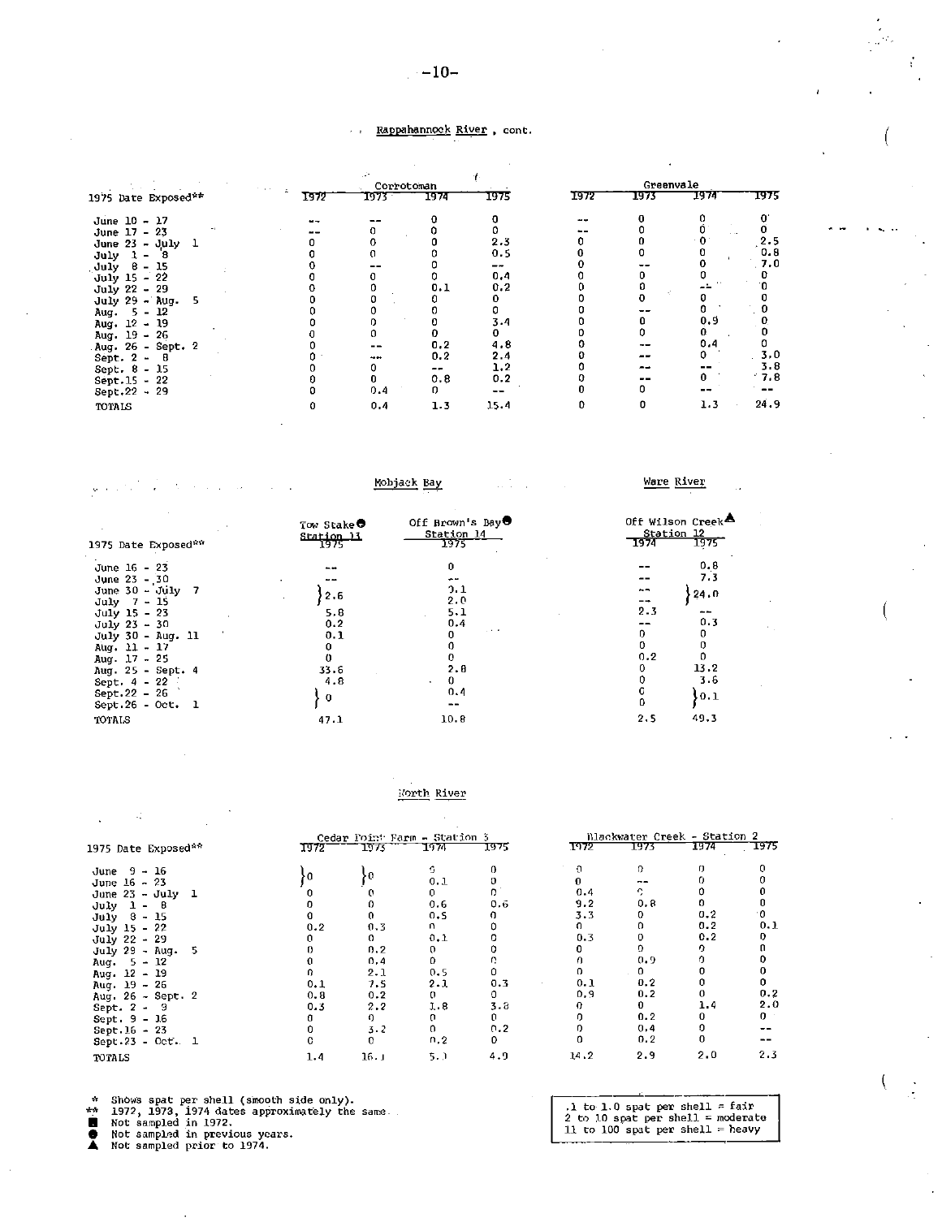## Rappahannock River, cont.

| 1975 Date Exposed** | Corrotoman 1972 | Corrotoman 1973 | Corrotoman 1974 | Corrotoman 1975 | Greenvale 1972 | Greenvale 1973 | Greenvale 1974 | Greenvale 1975 |
|---|---|---|---|---|---|---|---|---|
| June 10 - 17 | -- | -- | 0 | 0 | -- | 0 | 0 | 0 |
| June 17 - 23 | -- | 0 | 0 | 0 | -- | 0 | 0 | 0 |
| June 23 - July 1 | 0 | 0 | 0 | 2.3 | 0 | 0 | 0 | 2.5 |
| July 1 - 8 | 0 | 0 | 0 | 0.5 | 0 | 0 | 0 | 0.8 |
| July 8 - 15 | 0 | -- | 0 | -- | 0 | -- | 0 | 7.0 |
| July 15 - 22 | 0 | 0 | 0 | 0.4 | 0 | 0 | 0 | 0 |
| July 22 - 29 | 0 | 0 | 0.1 | 0.2 | 0 | 0 | -- | 0 |
| July 29 - Aug. 5 | 0 | 0 | 0 | 0 | 0 | 0 | 0 | 0 |
| Aug. 5 - 12 | 0 | 0 | 0 | 0 | 0 | -- | 0 | 0 |
| Aug. 12 - 19 | 0 | 0 | 0 | 3.4 | 0 | 0 | 0.9 | 0 |
| Aug. 19 - 26 | 0 | 0 | 0 | 0 | 0 | 0 | 0 | 0 |
| Aug. 26 - Sept. 2 | 0 | -- | 0.2 | 4.8 | 0 | -- | 0.4 | 0 |
| Sept. 2 - 8 | 0 | -- | 0.2 | 2.4 | 0 | -- | 0 | 3.0 |
| Sept. 8 - 15 | 0 | 0 | -- | 1.2 | 0 | -- | -- | 3.8 |
| Sept.15 - 22 | 0 | 0 | 0.8 | 0.2 | 0 | -- | 0 | 7.8 |
| Sept.22 - 29 | 0 | 0.4 | 0 | -- | 0 | 0 | -- | -- |
| TOTALS | 0 | 0.4 | 1.3 | 15.4 | 0 | 0 | 1.3 | 24.9 |

## Mobjack Bay / Ware River

| 1975 Date Exposed** | Mobjack Bay: Tow Stake● Station 11, 1975 | Mobjack Bay: Off Brown's Bay● Station 14, 1975 | Ware River: Off Wilson Creek▲ Station 12, 1974 | Ware River: Off Wilson Creek▲ Station 12, 1975 |
|---|---|---|---|---|
| June 16 - 23 | -- | 0 | -- | 0.8 |
| June 23 - 30 | -- | -- | -- | 7.3 |
| June 30 - July 7 | } 2.6 | 0.1 | -- | } 24.0 |
| July 7 - 15 | | 2.0 | -- | |
| July 15 - 23 | 5.8 | 5.1 | 2.3 | -- |
| July 23 - 30 | 0.2 | 0.4 | -- | 0.3 |
| July 30 - Aug. 11 | 0.1 | 0 | 0 | 0 |
| Aug. 11 - 17 | 0 | 0 | 0 | 0 |
| Aug. 17 - 25 | 0 | 0 | 0.2 | 0 |
| Aug. 25 - Sept. 4 | 33.6 | 2.8 | 0 | 13.2 |
| Sept. 4 - 22 | 4.8 | 0 | 0 | 3.6 |
| Sept.22 - 26 | } 0 | 0.4 | 0 | } 0.1 |
| Sept.26 - Oct. 1 | | -- | 0 | |
| TOTALS | 47.1 | 10.8 | 2.5 | 49.3 |

## North River

| 1975 Date Exposed** | Cedar Point Farm - Station 3: 1972 | 1973 | 1974 | 1975 | Blackwater Creek - Station 2: 1972 | 1973 | 1974 | 1975 |
|---|---|---|---|---|---|---|---|---|
| June 9 - 16 | } 0 | } 0 | 0 | 0 | 0 | 0 | 0 | 0 |
| June 16 - 23 | | | 0.1 | 0 | 0 | -- | 0 | 0 |
| June 23 - July 1 | 0 | 0 | 0 | 0 | 0.4 | 0 | 0 | 0 |
| July 1 - 8 | 0 | 0 | 0.6 | 0.6 | 9.2 | 0.8 | 0 | 0 |
| July 8 - 15 | 0 | 0 | 0.5 | 0 | 3.3 | 0 | 0.2 | 0 |
| July 15 - 22 | 0.2 | 0.3 | 0 | 0 | 0 | 0 | 0.2 | 0.1 |
| July 22 - 29 | 0 | 0 | 0.1 | 0 | 0.3 | 0 | 0.2 | 0 |
| July 29 - Aug. 5 | 0 | 0.2 | 0 | 0 | 0 | 0 | 0 | 0 |
| Aug. 5 - 12 | 0 | 0.4 | 0 | 0 | 0 | 0.9 | 0 | 0 |
| Aug. 12 - 19 | 0 | 2.1 | 0.5 | 0 | 0 | 0 | 0 | 0 |
| Aug. 19 - 26 | 0.1 | 7.5 | 2.1 | 0.3 | 0.1 | 0.2 | 0 | 0 |
| Aug. 26 - Sept. 2 | 0.8 | 0.2 | 0 | 0 | 0.9 | 0.2 | 0 | 0.2 |
| Sept. 2 - 9 | 0.3 | 2.2 | 1.8 | 3.8 | 0 | 0 | 1.4 | 2.0 |
| Sept. 9 - 16 | 0 | 0 | 0 | 0 | 0 | 0.2 | 0 | 0 |
| Sept.16 - 23 | 0 | 3.2 | 0 | 0.2 | 0 | 0.4 | 0 | -- |
| Sept.23 - Oct. 1 | 0 | 0 | 0.2 | 0 | 0 | 0.2 | 0 | -- |
| TOTALS | 1.4 | 16.1 | 5.1 | 4.9 | 14.2 | 2.9 | 2.0 | 2.3 |

\* Shows spat per shell (smooth side only).
\*\* 1972, 1973, 1974 dates approximately the same.
■ Not sampled in 1972.
● Not sampled in previous years.
▲ Not sampled prior to 1974.

.1 to 1.0 spat per shell = fair
2 to 10 spat per shell = moderate
11 to 100 spat per shell = heavy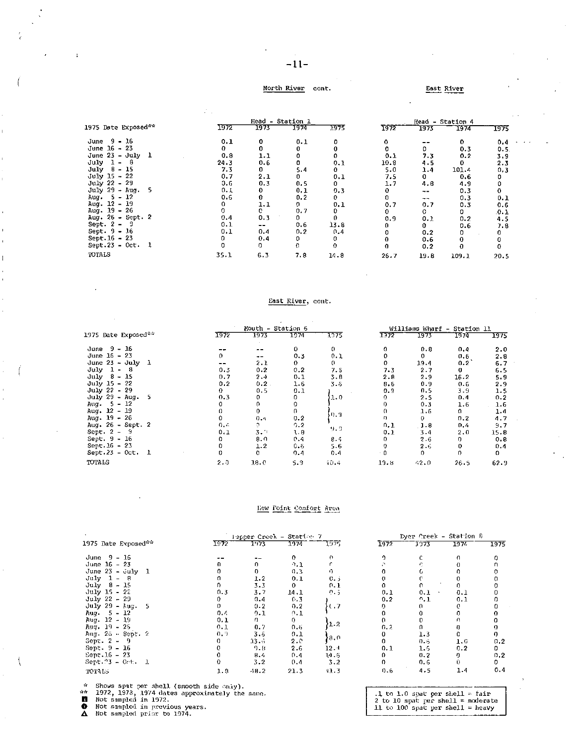## North River cont.

| 1975 Date Exposed** | Head - Station 1 1972 | 1973 | 1974 | 1975 |
|---|---|---|---|---|
| June 9 - 16 | 0.1 | 0 | 0.1 | 0 |
| June 16 - 23 | 0 | 0 | 0 | 0 |
| June 23 - July 1 | 0.8 | 1.1 | 0 | 0 |
| July 1 - 8 | 24.3 | 0.6 | 0 | 0.1 |
| July 8 - 15 | 7.3 | 0 | 5.4 | 0 |
| July 15 - 22 | 0.7 | 2.1 | 0 | 0.1 |
| July 22 - 29 | 0.6 | 0.3 | 0.5 | 0 |
| July 29 - Aug. 5 | 0.1 | 0 | 0.1 | 0.3 |
| Aug. 5 - 12 | 0.6 | 0 | 0.2 | 0 |
| Aug. 12 - 19 | 0 | 1.1 | 0 | 0.1 |
| Aug. 19 - 26 | 0 | 0 | 0.7 | 0 |
| Aug. 26 - Sept. 2 | 0.4 | 0.3 | 0 | 0 |
| Sept. 2 - 9 | 0.1 | -- | 0.6 | 13.8 |
| Sept. 9 - 16 | 0.1 | 0.4 | 0.2 | 0.4 |
| Sept.16 - 23 | 0 | 0.4 | 0 | 0 |
| Sept.23 - Oct. 1 | 0 | 0 | 0 | 0 |
| TOTALS | 35.1 | 6.3 | 7.8 | 14.8 |

## East River

| 1975 Date Exposed** | Head - Station 4 1972 | 1973 | 1974 | 1975 |
|---|---|---|---|---|
| June 9 - 16 | 0 | -- | 0 | 0.4 |
| June 16 - 23 | 0 | 0 | 0.3 | 0.5 |
| June 23 - July 1 | 0.1 | 7.3 | 0.2 | 3.9 |
| July 1 - 8 | 10.8 | 4.5 | 0 | 2.3 |
| July 8 - 15 | 5.0 | 1.4 | 101.4 | 0.3 |
| July 15 - 22 | 7.5 | 0 | 0.6 | 0 |
| July 22 - 29 | 1.7 | 4.8 | 4.9 | 0 |
| July 29 - Aug. 5 | 0 | -- | 0.3 | 0 |
| Aug. 5 - 12 | 0 | -- | 0.3 | 0.1 |
| Aug. 12 - 19 | 0.7 | 0.7 | 0.3 | 0.6 |
| Aug. 19 - 26 | 0 | 0 | 0 | 0.1 |
| Aug. 26 - Sept. 2 | 0.9 | 0.1 | 0.2 | 4.5 |
| Sept. 2 - 9 | 0 | 0 | 0.6 | 7.8 |
| Sept. 9 - 16 | 0 | 0.2 | 0 | 0 |
| Sept.16 - 23 | 0 | 0.6 | 0 | 0 |
| Sept.23 - Oct. 1 | 0 | 0.2 | 0 | 0 |
| TOTALS | 26.7 | 19.8 | 109.1 | 20.5 |

## East River, cont.

| 1975 Date Exposed** | Mouth - Station 6 1972 | 1973 | 1974 | 1975 |
|---|---|---|---|---|
| June 9 - 16 | -- | -- | 0 | 0 |
| June 16 - 23 | 0 | -- | 0.3 | 0.1 |
| June 23 - July 1 | -- | 2.1 | 0 | 0 |
| July 1 - 8 | 0.3 | 0.2 | 0.2 | 7.5 |
| July 8 - 15 | 0.7 | 2.4 | 0.1 | 3.8 |
| July 15 - 22 | 0.2 | 0.2 | 1.6 | 3.6 |
| July 22 - 29 | 0 | 0.5 | 0.1 | 1.0 |
| July 29 - Aug. 5 | 0.3 | 0 | 0 | |
| Aug. 5 - 12 | 0 | 0 | 0 | |
| Aug. 12 - 19 | 0 | 0 | 0 | 0.9 |
| Aug. 19 - 26 | 0 | 0.4 | 0.2 | |
| Aug. 26 - Sept. 2 | 0.4 | 0 | 0.2 | 9.0 |
| Sept. 2 - 9 | 0.1 | 3.0 | 1.8 | |
| Sept. 9 - 16 | 0 | 8.0 | 0.4 | 8.4 |
| Sept.16 - 23 | 0 | 1.2 | 0.6 | 5.6 |
| Sept.23 - Oct. 1 | 0 | 0 | 0.4 | 0.4 |
| TOTALS | 2.0 | 18.0 | 5.9 | 40.4 |

| 1975 Date Exposed** | Williams Wharf - Station 11 1972 | 1973 | 1974 | 1975 |
|---|---|---|---|---|
| June 9 - 16 | 0 | 0.8 | 0.4 | 2.0 |
| June 16 - 23 | 0 | 0 | 0.6 | 2.8 |
| June 23 - July 1 | 0 | 19.4 | 0.2 | 6.7 |
| July 1 - 8 | 7.3 | 2.7 | 0 | 6.5 |
| July 8 - 15 | 2.8 | 2.9 | 16.2 | 5.9 |
| July 15 - 22 | 8.6 | 0.9 | 0.6 | 2.9 |
| July 22 - 29 | 0.9 | 0.5 | 3.9 | 1.5 |
| July 29 - Aug. 5 | 0 | 2.5 | 0.4 | 0.2 |
| Aug. 5 - 12 | 0 | 0.3 | 1.6 | 1.6 |
| Aug. 12 - 19 | 0 | 1.6 | 0 | 1.4 |
| Aug. 19 - 26 | 0 | 0 | 0.2 | 4.7 |
| Aug. 26 - Sept. 2 | 0.1 | 1.8 | 0.4 | 9.7 |
| Sept. 2 - 9 | 0.1 | 3.4 | 2.0 | 15.8 |
| Sept. 9 - 16 | 0 | 2.6 | 0 | 0.8 |
| Sept.16 - 23 | 0 | 2.6 | 0 | 0.4 |
| Sept.23 - Oct. 1 | 0 | 0 | 0 | 0 |
| TOTALS | 19.8 | 42.0 | 26.5 | 62.9 |

## New Point Comfort Area

| 1975 Date Exposed** | Pepper Creek - Station 7 1972 | 1973 | 1974 | 1975 |
|---|---|---|---|---|
| June 9 - 16 | -- | -- | 0 | 0 |
| June 16 - 23 | 0 | 0 | 0.1 | 0 |
| June 23 - July 1 | 0 | 0 | 0.3 | 0 |
| July 1 - 8 | 0 | 1.2 | 0.1 | 0.3 |
| July 8 - 15 | 0 | 3.3 | 0 | 0.1 |
| July 15 - 22 | 0.3 | 3.7 | 14.1 | 0.5 |
| July 22 - 29 | 0 | 0.4 | 0.3 | 0.7 |
| July 29 - Aug. 5 | 0 | 0.2 | 0.2 | |
| Aug. 5 - 12 | 0.4 | 0.1 | 0.1 | |
| Aug. 12 - 19 | 0.1 | 0 | 0 | 1.2 |
| Aug. 19 - 26 | 0.1 | 0.7 | 0.6 | |
| Aug. 26 - Sept. 2 | 0.9 | 3.6 | 0.1 | 8.0 |
| Sept. 2 - 9 | 0 | 13.6 | 2.0 | |
| Sept. 9 - 16 | 0 | 9.8 | 2.6 | 12.4 |
| Sept.16 - 23 | 0 | 8.4 | 0.4 | 14.6 |
| Sept.23 - Oct. 1 | 0 | 3.2 | 0.4 | 3.2 |
| TOTALS | 1.9 | 48.2 | 21.3 | 41.3 |

| 1975 Date Exposed** | Dyer Creek - Station 8 1972 | 1973 | 1974 | 1975 |
|---|---|---|---|---|
| June 9 - 16 | 0 | 0 | 0 | 0 |
| June 16 - 23 | 0 | 0 | 0 | 0 |
| June 23 - July 1 | 0 | 0 | 0 | 0 |
| July 1 - 8 | 0 | 0 | 0 | 0 |
| July 8 - 15 | 0 | 0 | 0 | 0 |
| July 15 - 22 | 0.1 | 0.1 | 0.1 | 0 |
| July 22 - 29 | 0.2 | 0.1 | 0.1 | 0 |
| July 29 - Aug. 5 | 0 | 0 | 0 | 0 |
| Aug. 5 - 12 | 0 | 0 | 0 | 0 |
| Aug. 12 - 19 | 0 | 0 | 0 | 0 |
| Aug. 19 - 26 | 0.2 | 0 | 0 | 0 |
| Aug. 26 - Sept. 2 | 0 | 1.3 | 0 | 0 |
| Sept. 2 - 9 | 0 | 0.6 | 1.0 | 0.2 |
| Sept. 9 - 16 | 0.1 | 1.5 | 0.2 | 0 |
| Sept.16 - 23 | 0 | 0.2 | 0 | 0.2 |
| Sept.23 - Oct. 1 | 0 | 0.6 | 0 | 0 |
| TOTALS | 0.6 | 4.5 | 1.4 | 0.4 |

\* Shows spat per shell (smooth side only).
\*\* 1972, 1973, 1974 dates approximately the same.
■ Not sampled in 1972.
● Not sampled in previous years.
▲ Not sampled prior to 1974.

.1 to 1.0 spat per shell = fair
2 to 10 spat per shell = moderate
11 to 100 spat per shell = heavy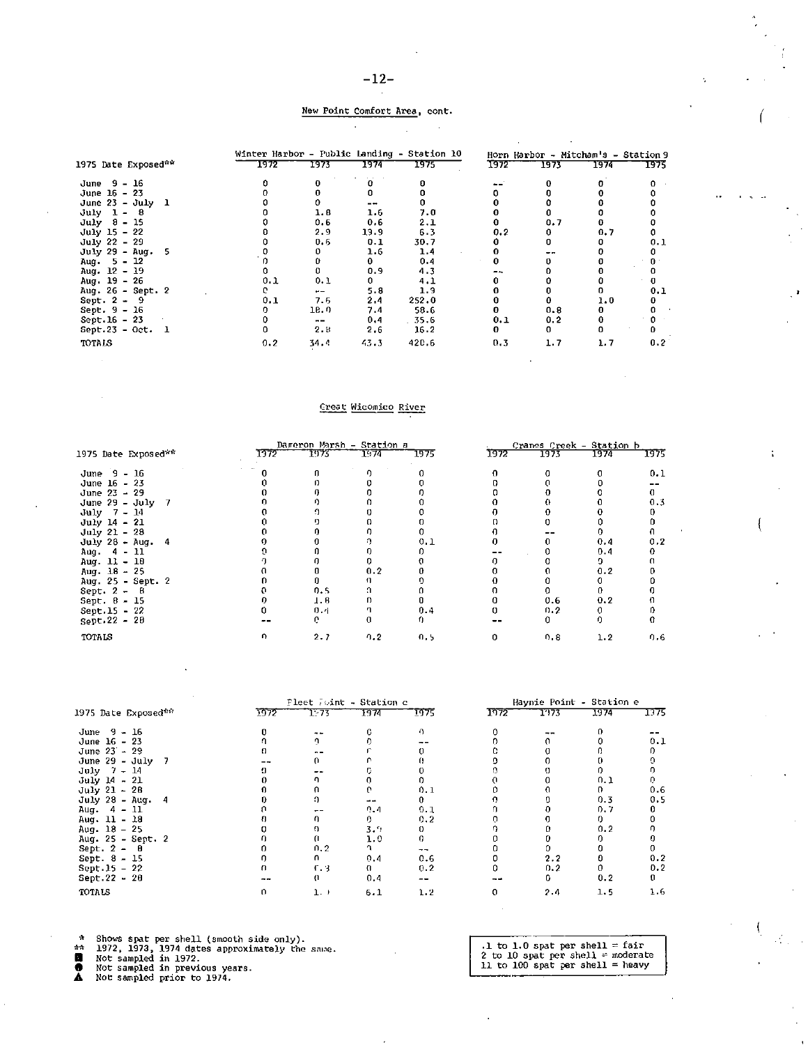## New Point Comfort Area, cont.

| 1975 Date Exposed** | Winter Harbor - Public Landing - Station 10 | | | | Horn Harbor - Mitcham's - Station 9 | | | |
|---|---|---|---|---|---|---|---|---|
| | 1972 | 1973 | 1974 | 1975 | 1972 | 1973 | 1974 | 1975 |
| June 9 - 16 | 0 | 0 | 0 | 0 | -- | 0 | 0 | 0 |
| June 16 - 23 | 0 | 0 | 0 | 0 | 0 | 0 | 0 | 0 |
| June 23 - July 1 | 0 | 0 | -- | 0 | 0 | 0 | 0 | 0 |
| July 1 - 8 | 0 | 1.8 | 1.6 | 7.0 | 0 | 0 | 0 | 0 |
| July 8 - 15 | 0 | 0.6 | 0.6 | 2.1 | 0 | 0.7 | 0 | 0 |
| July 15 - 22 | 0 | 2.9 | 13.9 | 6.3 | 0.2 | 0 | 0.7 | 0 |
| July 22 - 29 | 0 | 0.6 | 0.1 | 30.7 | 0 | 0 | 0 | 0.1 |
| July 29 - Aug. 5 | 0 | 0 | 1.6 | 1.4 | 0 | -- | 0 | 0 |
| Aug. 5 - 12 | 0 | 0 | 0 | 0.4 | 0 | 0 | 0 | 0 |
| Aug. 12 - 19 | 0 | 0 | 0.9 | 4.3 | -- | 0 | 0 | 0 |
| Aug. 19 - 26 | 0.1 | 0.1 | 0 | 4.1 | 0 | 0 | 0 | 0 |
| Aug. 26 - Sept. 2 | 0 | -- | 5.8 | 1.9 | 0 | 0 | 0 | 0.1 |
| Sept. 2 - 9 | 0.1 | 7.6 | 2.4 | 252.0 | 0 | 0 | 1.0 | 0 |
| Sept. 9 - 16 | 0 | 18.0 | 7.4 | 58.6 | 0 | 0.8 | 0 | 0 |
| Sept.16 - 23 | 0 | -- | 0.4 | 35.6 | 0.1 | 0.2 | 0 | 0 |
| Sept.23 - Oct. 1 | 0 | 2.8 | 2.6 | 16.2 | 0 | 0 | 0 | 0 |
| TOTALS | 0.2 | 34.4 | 43.3 | 420.6 | 0.3 | 1.7 | 1.7 | 0.2 |

## Great Wicomico River

| 1975 Date Exposed** | Dameron Marsh - Station a | | | | Cranes Creek - Station b | | | |
|---|---|---|---|---|---|---|---|---|
| | 1972 | 1973 | 1974 | 1975 | 1972 | 1973 | 1974 | 1975 |
| June 9 - 16 | 0 | 0 | 0 | 0 | 0 | 0 | 0 | 0.1 |
| June 16 - 23 | 0 | 0 | 0 | 0 | 0 | 0 | 0 | -- |
| June 23 - 29 | 0 | 0 | 0 | 0 | 0 | 0 | 0 | 0 |
| June 29 - July 7 | 0 | 0 | 0 | 0 | 0 | 0 | 0 | 0.3 |
| July 7 - 14 | 0 | 0 | 0 | 0 | 0 | 0 | 0 | 0 |
| July 14 - 21 | 0 | 0 | 0 | 0 | 0 | 0 | 0 | 0 |
| July 21 - 28 | 0 | 0 | 0 | 0 | 0 | -- | 0 | 0 |
| July 28 - Aug. 4 | 0 | 0 | 0 | 0.1 | 0 | 0 | 0.4 | 0.2 |
| Aug. 4 - 11 | 0 | 0 | 0 | 0 | -- | 0 | 0.4 | 0 |
| Aug. 11 - 18 | 0 | 0 | 0 | 0 | 0 | 0 | 0 | 0 |
| Aug. 18 - 25 | 0 | 0 | 0.2 | 0 | 0 | 0 | 0.2 | 0 |
| Aug. 25 - Sept. 2 | 0 | 0 | 0 | 0 | 0 | 0 | 0 | 0 |
| Sept. 2 - 8 | 0 | 0.5 | 0 | 0 | 0 | 0 | 0 | 0 |
| Sept. 8 - 15 | 0 | 1.8 | 0 | 0 | 0 | 0.6 | 0.2 | 0 |
| Sept.15 - 22 | 0 | 0.4 | 0 | 0.4 | 0 | 0.2 | 0 | 0 |
| Sept.22 - 28 | -- | 0 | 0 | 0 | -- | 0 | 0 | 0 |
| TOTALS | 0 | 2.7 | 0.2 | 0.5 | 0 | 0.8 | 1.2 | 0.6 |

| 1975 Date Exposed** | Fleet Point - Station c | | | | Haynie Point - Station e | | | |
|---|---|---|---|---|---|---|---|---|
| | 1972 | 1973 | 1974 | 1975 | 1972 | 1973 | 1974 | 1975 |
| June 9 - 16 | 0 | -- | 0 | 0 | 0 | -- | 0 | -- |
| June 16 - 23 | 0 | 0 | 0 | -- | 0 | 0 | 0 | 0.1 |
| June 23 - 29 | 0 | -- | 0 | 0 | 0 | 0 | 0 | 0 |
| June 29 - July 7 | -- | 0 | 0 | 0 | 0 | 0 | 0 | 0 |
| July 7 - 14 | 0 | -- | 0 | 0 | 0 | 0 | 0 | 0 |
| July 14 - 21 | 0 | 0 | 0 | 0 | 0 | 0 | 0.1 | 0 |
| July 21 - 28 | 0 | 0 | 0 | 0.1 | 0 | 0 | 0 | 0.6 |
| July 28 - Aug. 4 | 0 | 0 | -- | 0 | 0 | 0 | 0.3 | 0.5 |
| Aug. 4 - 11 | 0 | -- | 0.4 | 0.1 | 0 | 0 | 0.7 | 0 |
| Aug. 11 - 18 | 0 | 0 | 0 | 0.2 | 0 | 0 | 0 | 0 |
| Aug. 18 - 25 | 0 | 0 | 3.9 | 0 | 0 | 0 | 0.2 | 0 |
| Aug. 25 - Sept. 2 | 0 | 0 | 1.0 | 0 | 0 | 0 | 0 | 0 |
| Sept. 2 - 8 | 0 | 0.2 | 0 | -- | 0 | 0 | 0 | 0 |
| Sept. 8 - 15 | 0 | 0 | 0.4 | 0.6 | 0 | 2.2 | 0 | 0.2 |
| Sept.15 - 22 | 0 | 0.3 | 0 | 0.2 | 0 | 0.2 | 0 | 0.2 |
| Sept.22 - 28 | -- | 0 | 0.4 | -- | -- | 0 | 0.2 | 0 |
| TOTALS | 0 | 1.1 | 6.1 | 1.2 | 0 | 2.4 | 1.5 | 1.6 |

\* Shows spat per shell (smooth side only).
\*\* 1972, 1973, 1974 dates approximately the same.
■ Not sampled in 1972.
● Not sampled in previous years.
▲ Not sampled prior to 1974.

.1 to 1.0 spat per shell = fair
2 to 10 spat per shell = moderate
11 to 100 spat per shell = heavy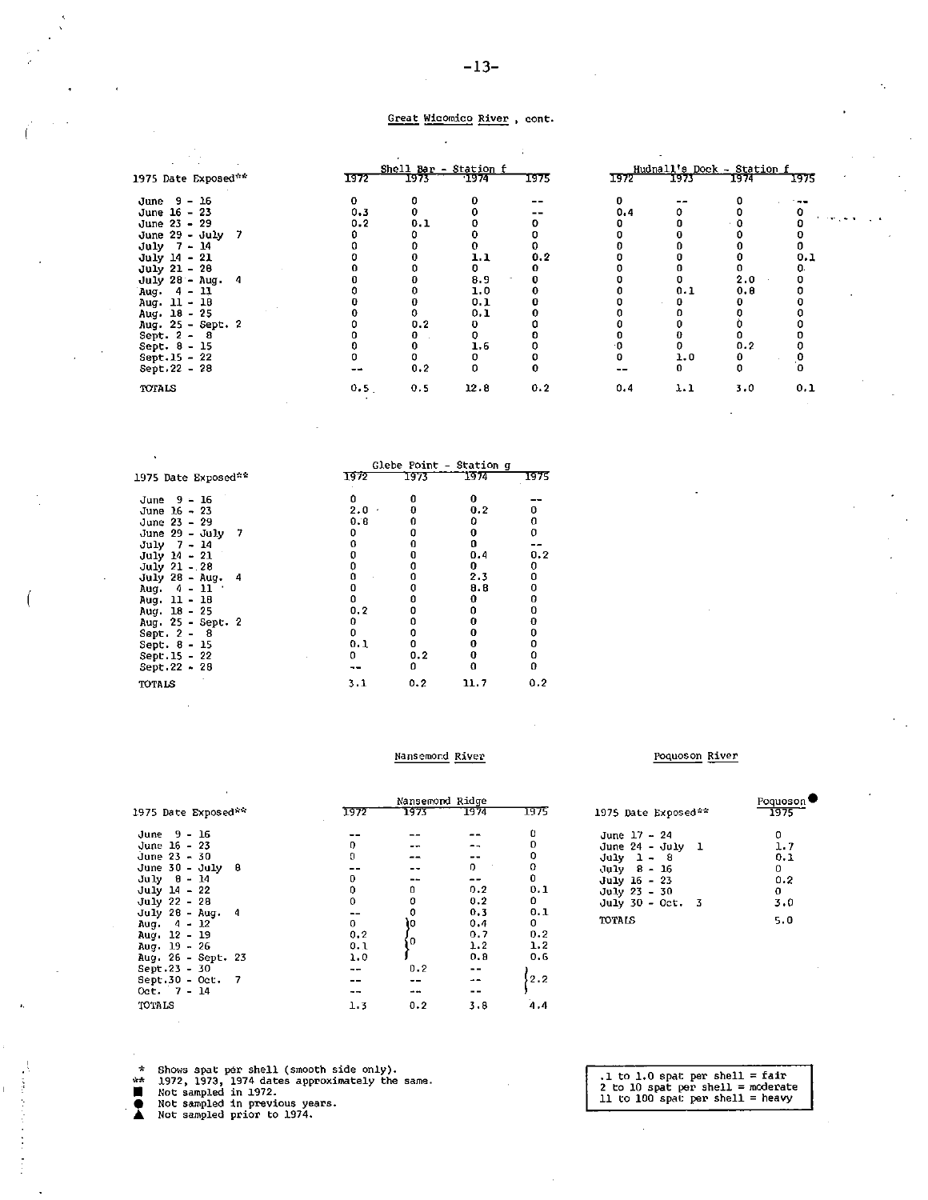Great Wicomico River, cont.

| 1975 Date Exposed** | Shell Bar - Station f 1972 | 1973 | 1974 | 1975 | Hudnall's Dock - Station f 1972 | 1973 | 1974 | 1975 |
|---|---|---|---|---|---|---|---|---|
| June 9 - 16 | 0 | 0 | 0 | -- | 0 | -- | 0 | -- |
| June 16 - 23 | 0.3 | 0 | 0 | -- | 0.4 | 0 | 0 | 0 |
| June 23 - 29 | 0.2 | 0.1 | 0 | 0 | 0 | 0 | 0 | 0 |
| June 29 - July 7 | 0 | 0 | 0 | 0 | 0 | 0 | 0 | 0 |
| July 7 - 14 | 0 | 0 | 0 | 0 | 0 | 0 | 0 | 0 |
| July 14 - 21 | 0 | 0 | 1.1 | 0.2 | 0 | 0 | 0 | 0.1 |
| July 21 - 28 | 0 | 0 | 0 | 0 | 0 | 0 | 0 | 0 |
| July 28 - Aug. 4 | 0 | 0 | 8.9 | 0 | 0 | 0 | 2.0 | 0 |
| Aug. 4 - 11 | 0 | 0 | 1.0 | 0 | 0 | 0.1 | 0.8 | 0 |
| Aug. 11 - 18 | 0 | 0 | 0.1 | 0 | 0 | 0 | 0 | 0 |
| Aug. 18 - 25 | 0 | 0 | 0.1 | 0 | 0 | 0 | 0 | 0 |
| Aug. 25 - Sept. 2 | 0 | 0.2 | 0 | 0 | 0 | 0 | 0 | 0 |
| Sept. 2 - 8 | 0 | 0 | 0 | 0 | 0 | 0 | 0 | 0 |
| Sept. 8 - 15 | 0 | 0 | 1.6 | 0 | 0 | 0 | 0.2 | 0 |
| Sept. 15 - 22 | 0 | 0 | 0 | 0 | 0 | 1.0 | 0 | 0 |
| Sept. 22 - 28 | -- | 0.2 | 0 | 0 | -- | 0 | 0 | 0 |
| TOTALS | 0.5 | 0.5 | 12.8 | 0.2 | 0.4 | 1.1 | 3.0 | 0.1 |

| 1975 Date Exposed** | Glebe Point - Station g 1972 | 1973 | 1974 | 1975 |
|---|---|---|---|---|
| June 9 - 16 | 0 | 0 | 0 | -- |
| June 16 - 23 | 2.0 | 0 | 0.2 | 0 |
| June 23 - 29 | 0.8 | 0 | 0 | 0 |
| June 29 - July 7 | 0 | 0 | 0 | 0 |
| July 7 - 14 | 0 | 0 | 0 | -- |
| July 14 - 21 | 0 | 0 | 0.4 | 0.2 |
| July 21 - 28 | 0 | 0 | 0 | 0 |
| July 28 - Aug. 4 | 0 | 0 | 2.3 | 0 |
| Aug. 4 - 11 | 0 | 0 | 8.8 | 0 |
| Aug. 11 - 18 | 0 | 0 | 0 | 0 |
| Aug. 18 - 25 | 0.2 | 0 | 0 | 0 |
| Aug. 25 - Sept. 2 | 0 | 0 | 0 | 0 |
| Sept. 2 - 8 | 0 | 0 | 0 | 0 |
| Sept. 8 - 15 | 0.1 | 0 | 0 | 0 |
| Sept. 15 - 22 | 0 | 0.2 | 0 | 0 |
| Sept. 22 - 28 | -- | 0 | 0 | 0 |
| TOTALS | 3.1 | 0.2 | 11.7 | 0.2 |

Nansemond River

| 1975 Date Exposed** | Nansemond Ridge 1972 | 1973 | 1974 | 1975 |
|---|---|---|---|---|
| June 9 - 16 | -- | -- | -- | 0 |
| June 16 - 23 | 0 | -- | -- | 0 |
| June 23 - 30 | 0 | -- | -- | 0 |
| June 30 - July 8 | -- | -- | 0 | 0 |
| July 8 - 14 | 0 | -- | -- | 0 |
| July 14 - 22 | 0 | 0 | 0.2 | 0.1 |
| July 22 - 28 | 0 | 0 | 0.2 | 0 |
| July 28 - Aug. 4 | -- | 0 | 0.3 | 0.1 |
| Aug. 4 - 12 | 0 | 0 (Aug. 4 - Sept. 23) | 0.4 | 0 |
| Aug. 12 - 19 | 0.2 | | 0.7 | 0.2 |
| Aug. 19 - 26 | 0.1 | | 1.2 | 1.2 |
| Aug. 26 - Sept. 23 | 1.0 | | 0.8 | 0.6 |
| Sept. 23 - 30 | -- | 0.2 | -- | 2.2 (Sept. 23 - Oct. 14) |
| Sept. 30 - Oct. 7 | -- | -- | -- | |
| Oct. 7 - 14 | -- | -- | -- | |
| TOTALS | 1.3 | 0.2 | 3.8 | 4.4 |

Poquoson River

| 1975 Date Exposed** | Poquoson ● 1975 |
|---|---|
| June 17 - 24 | 0 |
| June 24 - July 1 | 1.7 |
| July 1 - 8 | 0.1 |
| July 8 - 16 | 0 |
| July 16 - 23 | 0.2 |
| July 23 - 30 | 0 |
| July 30 - Oct. 3 | 3.0 |
| TOTALS | 5.0 |

\* Shows spat per shell (smooth side only).
** 1972, 1973, 1974 dates approximately the same.
■ Not sampled in 1972.
● Not sampled in previous years.
▲ Not sampled prior to 1974.

.1 to 1.0 spat per shell = fair
2 to 10 spat per shell = moderate
11 to 100 spat per shell = heavy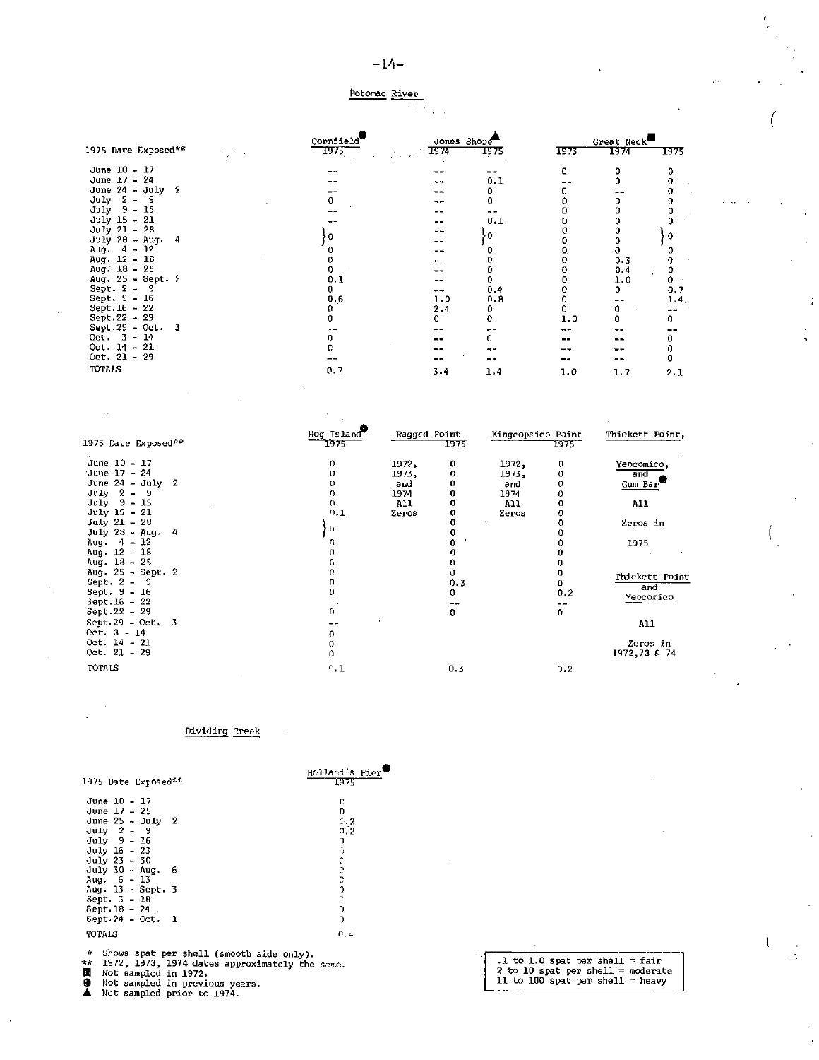## Potomac River

| 1975 Date Exposed** | Cornfield● 1975 | Jones Shore▲ 1974 | Jones Shore▲ 1975 | Great Neck■ 1973 | Great Neck■ 1974 | Great Neck■ 1975 |
|---|---|---|---|---|---|---|
| June 10 - 17 | -- | -- | -- | 0 | 0 | 0 |
| June 17 - 24 | -- | -- | 0.1 | -- | 0 | 0 |
| June 24 - July 2 | -- | -- | 0 | 0 | -- | 0 |
| July 2 - 9 | 0 | -- | 0 | 0 | 0 | 0 |
| July 9 - 15 | -- | -- | -- | 0 | 0 | 0 |
| July 15 - 21 | -- | -- | 0.1 | 0 | 0 | 0 |
| July 21 - 28 | } 0 | -- | } 0 | 0 | 0 | } 0 |
| July 28 - Aug. 4 | | -- | | 0 | 0 | |
| Aug. 4 - 12 | 0 | -- | 0 | 0 | 0 | 0 |
| Aug. 12 - 18 | 0 | -- | 0 | 0 | 0.3 | 0 |
| Aug. 18 - 25 | 0 | -- | 0 | 0 | 0.4 | 0 |
| Aug. 25 - Sept. 2 | 0.1 | -- | 0 | 0 | 1.0 | 0 |
| Sept. 2 - 9 | 0 | -- | 0.4 | 0 | 0 | 0.7 |
| Sept. 9 - 16 | 0.6 | 1.0 | 0.8 | 0 | -- | 1.4 |
| Sept. 16 - 22 | 0 | 2.4 | 0 | 0 | 0 | -- |
| Sept. 22 - 29 | 0 | 0 | 0 | 1.0 | 0 | 0 |
| Sept. 29 - Oct. 3 | -- | -- | -- | -- | -- | -- |
| Oct. 3 - 14 | 0 | -- | 0 | -- | -- | 0 |
| Oct. 14 - 21 | 0 | -- | -- | -- | -- | 0 |
| Oct. 21 - 29 | -- | -- | -- | -- | -- | 0 |
| TOTALS | 0.7 | 3.4 | 1.4 | 1.0 | 1.7 | 2.1 |

| 1975 Date Exposed** | Hog Island● 1975 | Ragged Point | Ragged Point 1975 | Kingcopsico Point | Kingcopsico Point 1975 | Thickett Point, |
|---|---|---|---|---|---|---|
| June 10 - 17 | 0 | 1972, | 0 | 1972, | 0 | Yeocomico, |
| June 17 - 24 | 0 | 1973, | 0 | 1973, | 0 | and |
| June 24 - July 2 | 0 | and | 0 | and | 0 | Gum Bar● |
| July 2 - 9 | 0 | 1974 | 0 | 1974 | 0 | |
| July 9 - 15 | 0 | All | 0 | All | 0 | All |
| July 15 - 21 | 0.1 | Zeros | 0 | Zeros | 0 | |
| July 21 - 28 | } 0 | | 0 | | 0 | Zeros in |
| July 28 - Aug. 4 | | | 0 | | 0 | |
| Aug. 4 - 12 | 0 | | 0 | | 0 | 1975 |
| Aug. 12 - 18 | 0 | | 0 | | 0 | |
| Aug. 18 - 25 | 0 | | 0 | | 0 | |
| Aug. 25 - Sept. 2 | 0 | | 0 | | 0 | Thickett Point |
| Sept. 2 - 9 | 0 | | 0.3 | | 0 | and |
| Sept. 9 - 16 | 0 | | 0 | | 0.2 | Yeocomico |
| Sept. 16 - 22 | -- | | -- | | -- | |
| Sept. 22 - 29 | 0 | | 0 | | 0 | All |
| Sept. 29 - Oct. 3 | -- | | | | | |
| Oct. 3 - 14 | 0 | | | | | Zeros in |
| Oct. 14 - 21 | 0 | | | | | 1972,73 & 74 |
| Oct. 21 - 29 | 0 | | | | | |
| TOTALS | 0.1 | | 0.3 | | 0.2 | |

## Dividing Creek

| 1975 Date Exposed** | Holland's Pier● 1975 |
|---|---|
| June 10 - 17 | 0 |
| June 17 - 25 | 0 |
| June 25 - July 2 | 0.2 |
| July 2 - 9 | 0.2 |
| July 9 - 16 | 0 |
| July 16 - 23 | 0 |
| July 23 - 30 | 0 |
| July 30 - Aug. 6 | 0 |
| Aug. 6 - 13 | 0 |
| Aug. 13 - Sept. 3 | 0 |
| Sept. 3 - 18 | 0 |
| Sept. 18 - 24 | 0 |
| Sept. 24 - Oct. 1 | 0 |
| TOTALS | 0.4 |

\* Shows spat per shell (smooth side only).
\*\* 1972, 1973, 1974 dates approximately the same.
■ Not sampled in 1972.
● Not sampled in previous years.
▲ Not sampled prior to 1974.

.1 to 1.0 spat per shell = fair
2 to 10 spat per shell = moderate
11 to 100 spat per shell = heavy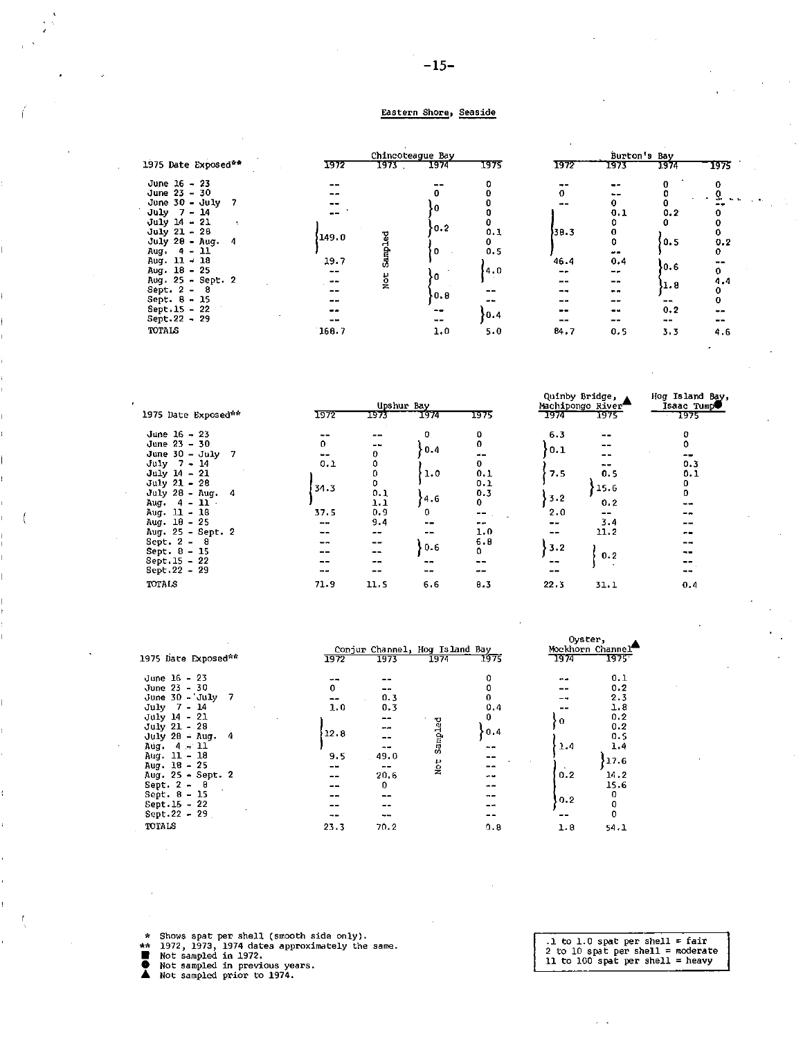## Eastern Shore, Seaside

| 1975 Date Exposed** | Chincoteague Bay 1972 | Chincoteague Bay 1973 | Chincoteague Bay 1974 | Chincoteague Bay 1975 | Burton's Bay 1972 | Burton's Bay 1973 | Burton's Bay 1974 | Burton's Bay 1975 |
|---|---|---|---|---|---|---|---|---|
| June 16 - 23 | -- | | -- | 0 | -- | -- | 0 | 0 |
| June 23 - 30 | -- | | 0 | 0 | 0 | -- | 0 | 0 |
| June 30 - July 7 | -- | | } 0 | 0 | -- | 0 | 0 | -- |
| July 7 - 14 | -- | | | 0 | } 38.3 | 0.1 | 0.2 | 0 |
| July 14 - 21 | } 149.0 | Not Sampled | } 0.2 | 0 | | 0 | 0 | 0 |
| July 21 - 28 | | | | 0.1 | | 0 | | 0 |
| July 28 - Aug. 4 | | | } 0 | 0 | | 0 | } 0.5 | 0.2 |
| Aug. 4 - 11 | | | | 0.5 | | -- | | 0 |
| Aug. 11 - 18 | 19.7 | | | } 4.0 | 46.4 | 0.4 | } 0.6 | -- |
| Aug. 18 - 25 | -- | | } 0 | | -- | -- | | 0 |
| Aug. 25 - Sept. 2 | -- | | | | -- | -- | } 1.8 | 4.4 |
| Sept. 2 - 8 | -- | | } 0.8 | -- | -- | -- | | 0 |
| Sept. 8 - 15 | -- | | | -- | -- | -- | -- | 0 |
| Sept. 15 - 22 | -- | | -- | } 0.4 | -- | -- | 0.2 | -- |
| Sept. 22 - 29 | -- | | -- | | -- | -- | -- | -- |
| TOTALS | 168.7 | | 1.0 | 5.0 | 84.7 | 0.5 | 3.3 | 4.6 |

| 1975 Date Exposed** | Upshur Bay 1972 | Upshur Bay 1973 | Upshur Bay 1974 | Upshur Bay 1975 | Quinby Bridge, Machipongo River▲ 1974 | Quinby Bridge, Machipongo River▲ 1975 | Hog Island Bay, Isaac Tump● 1975 |
|---|---|---|---|---|---|---|---|
| June 16 - 23 | -- | -- | 0 | 0 | 6.3 | -- | 0 |
| June 23 - 30 | 0 | -- | } 0.4 | 0 | } 0.1 | -- | 0 |
| June 30 - July 7 | -- | 0 | | -- | | -- | -- |
| July 7 - 14 | 0.1 | 0 | | 0 | } 7.5 | -- | 0.3 |
| July 14 - 21 | } 34.3 | 0 | } 1.0 | 0.1 | | 0.5 | 0.1 |
| July 21 - 28 | | 0 | | 0.1 | | } 15.6 | 0 |
| July 28 - Aug. 4 | | 0.1 | } 4.6 | 0.3 | } 3.2 | | 0 |
| Aug. 4 - 11 | | 1.1 | | 0 | | 0.2 | -- |
| Aug. 11 - 18 | 37.5 | 0.9 | 0 | -- | 2.0 | -- | -- |
| Aug. 18 - 25 | -- | 9.4 | -- | -- | -- | 3.4 | -- |
| Aug. 25 - Sept. 2 | -- | -- | -- | 1.0 | -- | 11.2 | -- |
| Sept. 2 - 8 | -- | -- | } 0.6 | 6.8 | } 3.2 | } 0.2 | -- |
| Sept. 8 - 15 | -- | -- | | 0 | | | -- |
| Sept. 15 - 22 | -- | -- | -- | -- | -- | | -- |
| Sept. 22 - 29 | -- | -- | -- | -- | -- | | -- |
| TOTALS | 71.9 | 11.5 | 6.6 | 8.3 | 22.3 | 31.1 | 0.4 |

| 1975 Date Exposed** | Conjur Channel, Hog Island Bay 1972 | Conjur Channel, Hog Island Bay 1973 | Conjur Channel, Hog Island Bay 1974 | Conjur Channel, Hog Island Bay 1975 | Oyster, Mockhorn Channel▲ 1974 | Oyster, Mockhorn Channel▲ 1975 |
|---|---|---|---|---|---|---|
| June 16 - 23 | -- | -- | | 0 | -- | 0.1 |
| June 23 - 30 | 0 | -- | | 0 | -- | 0.2 |
| June 30 - July 7 | -- | 0.3 | | 0 | -- | 2.3 |
| July 7 - 14 | 1.0 | 0.3 | | 0.4 | -- | 1.8 |
| July 14 - 21 | } 12.8 | -- | Not Sampled | 0 | } 0 | 0.2 |
| July 21 - 28 | | -- | | } 0.4 | | 0.2 |
| July 28 - Aug. 4 | | -- | | | | 0.5 |
| Aug. 4 - 11 | | -- | | -- | } 1.4 | 1.4 |
| Aug. 11 - 18 | 9.5 | 49.0 | | -- | | } 17.6 |
| Aug. 18 - 25 | -- | -- | | -- | | |
| Aug. 25 - Sept. 2 | -- | 20.6 | | -- | } 0.2 | 14.2 |
| Sept. 2 - 8 | -- | 0 | | -- | | 15.6 |
| Sept. 8 - 15 | -- | -- | | -- | } 0.2 | 0 |
| Sept. 15 - 22 | -- | -- | | -- | | 0 |
| Sept. 22 - 29 | -- | -- | | -- | -- | 0 |
| TOTALS | 23.3 | 70.2 | | 0.8 | 1.8 | 54.1 |

\* Shows spat per shell (smooth side only).
\** 1972, 1973, 1974 dates approximately the same.
■ Not sampled in 1972.
● Not sampled in previous years.
▲ Not sampled prior to 1974.

.1 to 1.0 spat per shell = fair
2 to 10 spat per shell = moderate
11 to 100 spat per shell = heavy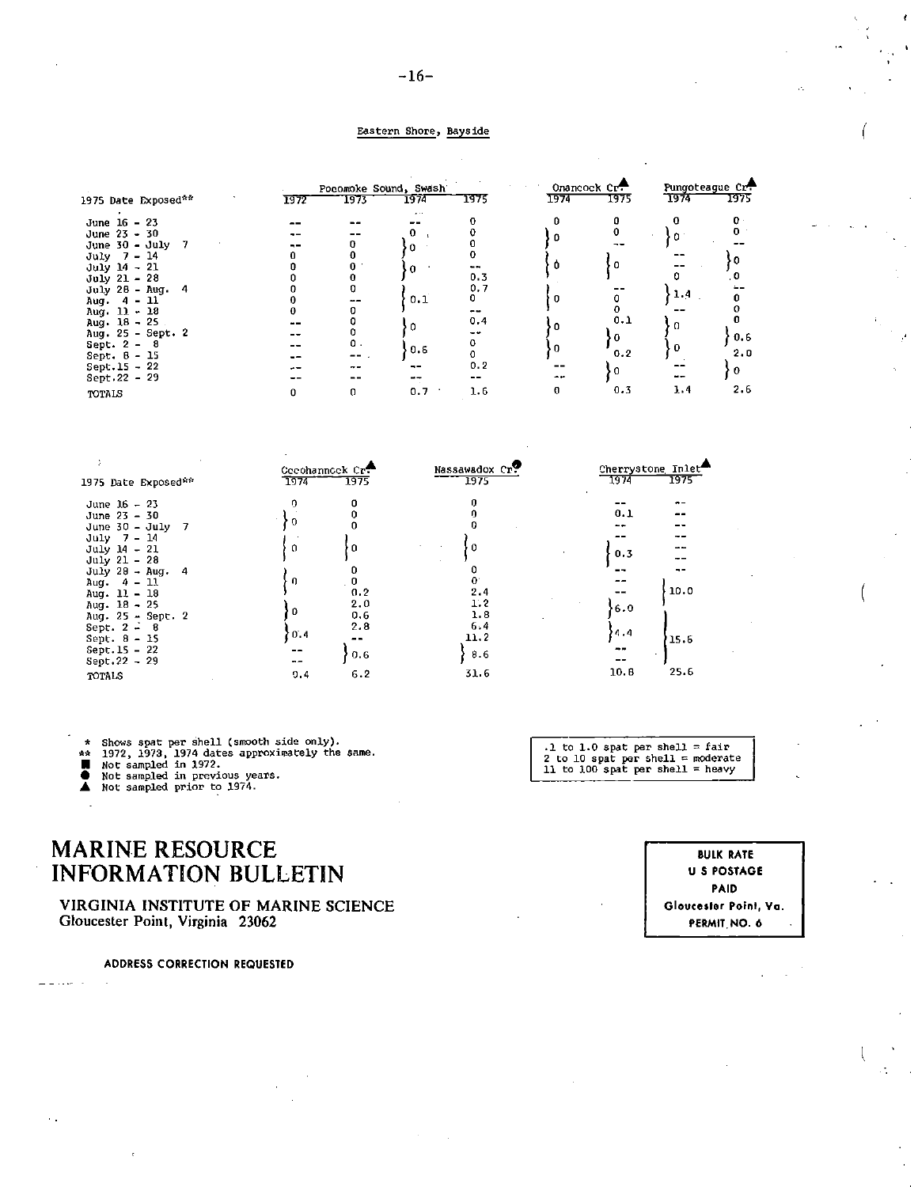## Eastern Shore, Bayside

| 1975 Date Exposed** | Pocomoke Sound, Swash 1972 | 1973 | 1974 | 1975 | Onancock Cr.▲ 1974 | 1975 | Pungoteague Cr.▲ 1974 | 1975 |
|---|---|---|---|---|---|---|---|---|
| June 16 - 23 | -- | -- | -- | 0 | 0 | 0 | 0 | 0 |
| June 23 - 30 | -- | -- | 0 | 0 | 0 | 0 | 0 | 0 |
| June 30 - July 7 | -- | 0 | 0 | 0 | | -- | | -- |
| July 7 - 14 | 0 | 0 | | 0 | 0 | 0 | -- | 0 |
| July 14 - 21 | 0 | 0 | 0 | -- | | | -- | |
| July 21 - 28 | 0 | 0 | | 0.3 | | | 0 | 0 |
| July 28 - Aug. 4 | 0 | 0 | 0.1 | 0.7 | 0 | -- | 1.4 | -- |
| Aug. 4 - 11 | 0 | -- | | 0 | | 0 | | 0 |
| Aug. 11 - 18 | 0 | 0 | | -- | | 0 | -- | 0 |
| Aug. 18 - 25 | -- | 0 | 0 | 0.4 | 0 | 0.1 | 0 | 0 |
| Aug. 25 - Sept. 2 | -- | 0 | | -- | | 0 | | 0.6 |
| Sept. 2 - 8 | -- | 0 | 0.6 | 0 | 0 | | 0 | |
| Sept. 8 - 15 | -- | -- | | 0 | | 0.2 | | 2.0 |
| Sept.15 - 22 | -- | -- | -- | 0.2 | -- | 0 | -- | 0 |
| Sept.22 - 29 | -- | -- | -- | -- | -- | | -- | |
| TOTALS | 0 | 0 | 0.7 | 1.6 | 0 | 0.3 | 1.4 | 2.6 |

| 1975 Date Exposed** | Occohannock Cr.▲ 1974 | 1975 | Nassawadox Cr.● 1975 | Cherrystone Inlet▲ 1974 | 1975 |
|---|---|---|---|---|---|
| June 16 - 23 | 0 | 0 | 0 | -- | -- |
| June 23 - 30 | 0 | 0 | 0 | 0.1 | -- |
| June 30 - July 7 | | 0 | 0 | -- | -- |
| July 7 - 14 | 0 | 0 | 0 | -- | -- |
| July 14 - 21 | | | | 0.3 | -- |
| July 21 - 28 | | | | | -- |
| July 28 - Aug. 4 | 0 | 0 | 0 | -- | -- |
| Aug. 4 - 11 | | 0 | 0 | -- | 10.0 |
| Aug. 11 - 18 | | 0.2 | 2.4 | -- | |
| Aug. 18 - 25 | 0 | 2.0 | 1.2 | 6.0 | |
| Aug. 25 - Sept. 2 | | 0.6 | 1.8 | | 15.6 |
| Sept. 2 - 8 | 0.4 | 2.8 | 6.4 | 4.4 | |
| Sept. 8 - 15 | | -- | 11.2 | | |
| Sept.15 - 22 | -- | 0.6 | 8.6 | -- | |
| Sept.22 - 29 | -- | | | -- | |
| TOTALS | 0.4 | 6.2 | 31.6 | 10.8 | 25.6 |

\* Shows spat per shell (smooth side only).
** 1972, 1973, 1974 dates approximately the same.
■ Not sampled in 1972.
● Not sampled in previous years.
▲ Not sampled prior to 1974.

.1 to 1.0 spat per shell = fair
2 to 10 spat per shell = moderate
11 to 100 spat per shell = heavy

# MARINE RESOURCE INFORMATION BULLETIN

VIRGINIA INSTITUTE OF MARINE SCIENCE
Gloucester Point, Virginia 23062

ADDRESS CORRECTION REQUESTED

BULK RATE
U S POSTAGE
PAID
Gloucester Point, Va.
PERMIT NO. 6